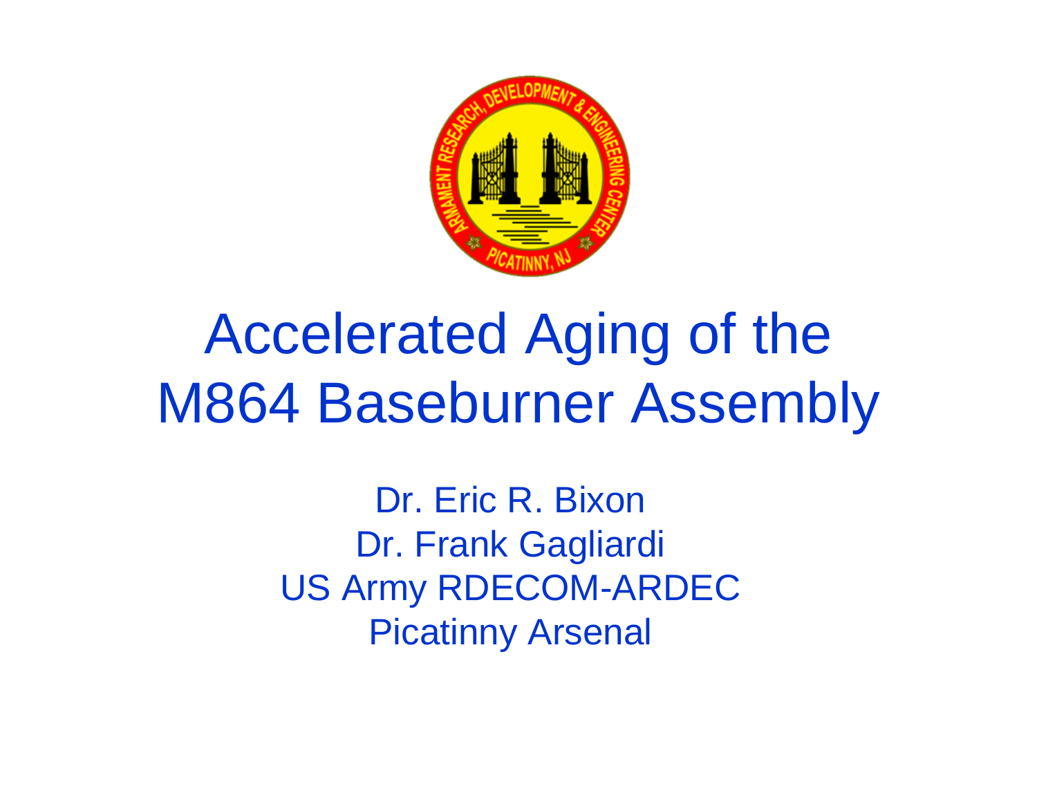# Accelerated Aging of the M864 Baseburner Assembly

Dr. Eric R. Bixon

Dr. Frank Gagliardi

US Army RDECOM-ARDEC

Picatinny Arsenal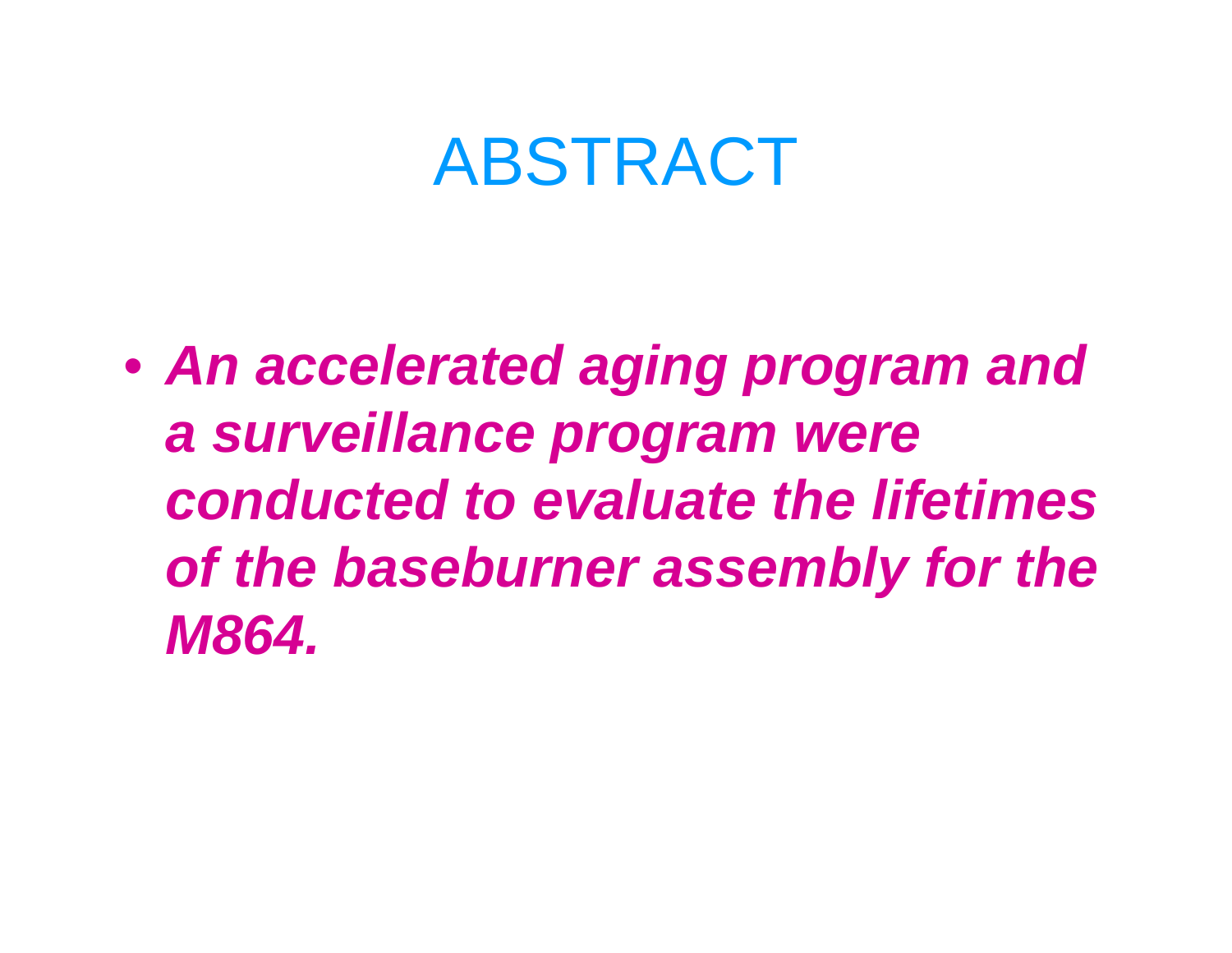# ABSTRACT

- ***An accelerated aging program and a surveillance program were conducted to evaluate the lifetimes of the baseburner assembly for the M864.***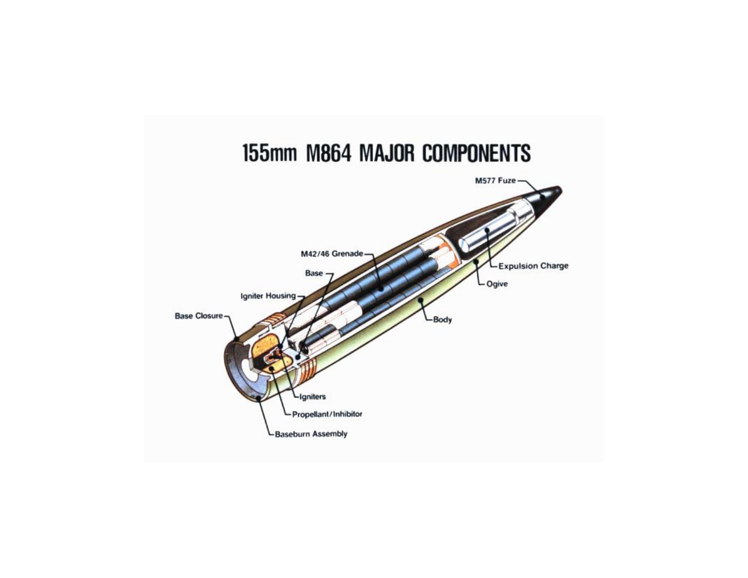# 155mm M864 MAJOR COMPONENTS

M577 Fuze

Expulsion Charge

Ogive

M42/46 Grenade

Base

Igniter Housing

Base Closure

Body

Igniters

Propellant/Inhibitor

Baseburn Assembly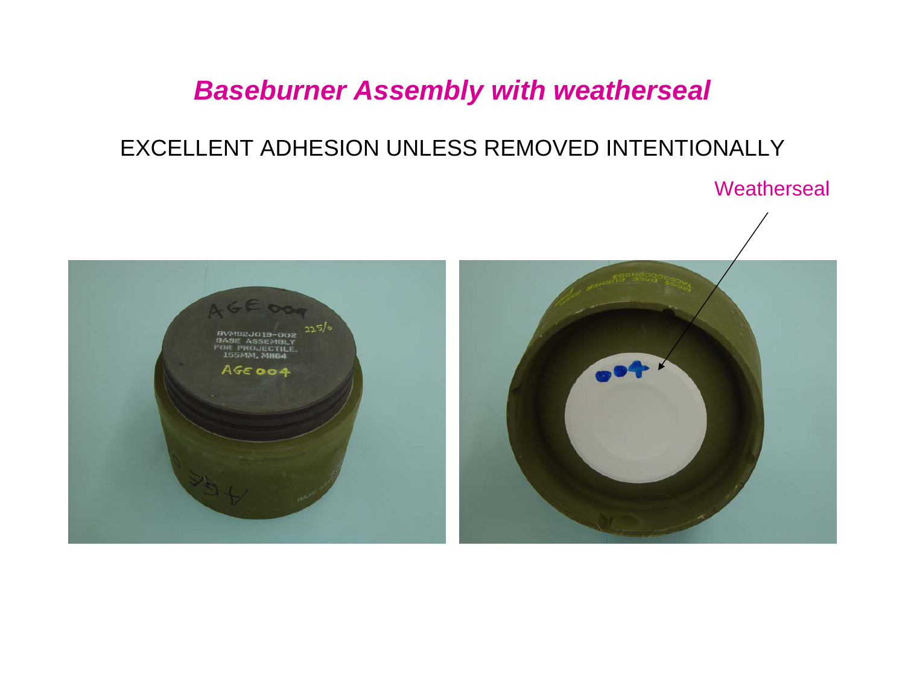# *Baseburner Assembly with weatherseal*

EXCELLENT ADHESION UNLESS REMOVED INTENTIONALLY

Weatherseal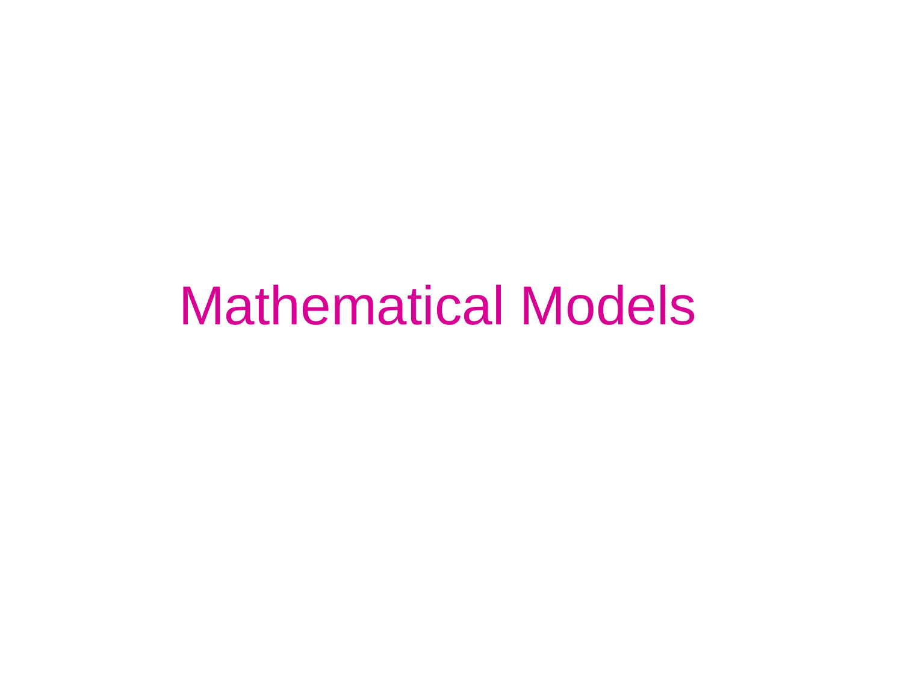# Mathematical Models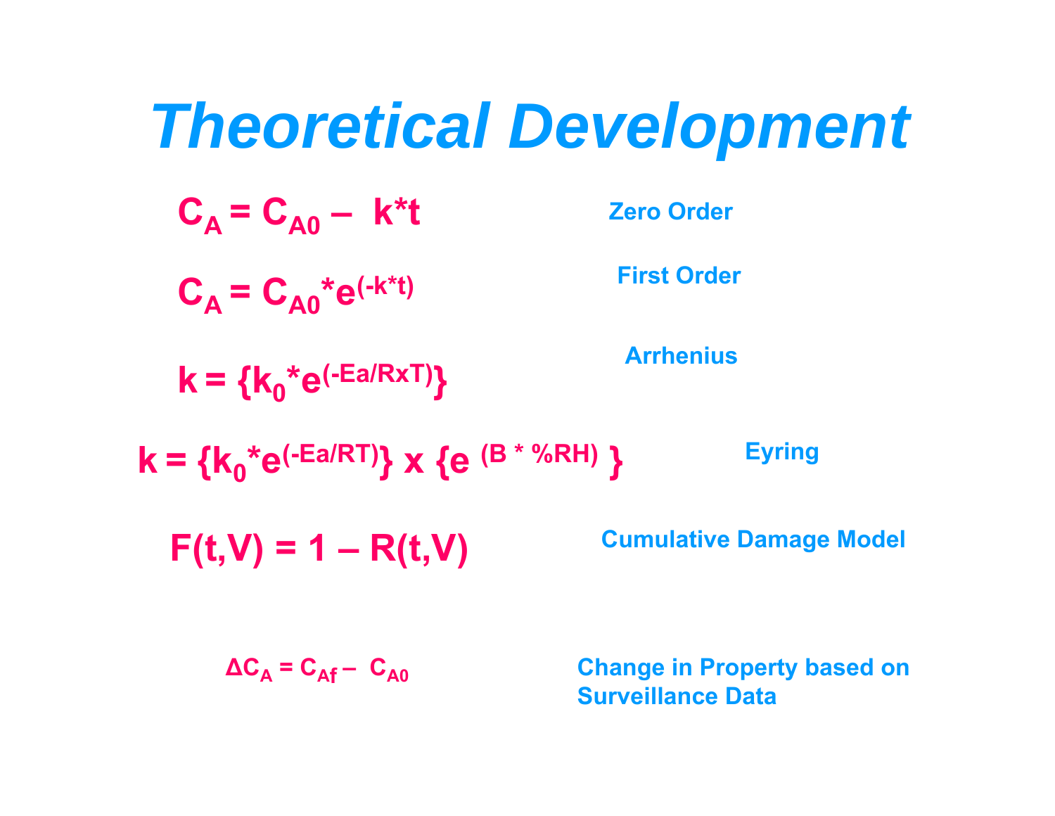# *Theoretical Development*

$$C_A = C_{A0} - k*t$$

**Zero Order**

$$C_A = C_{A0} * e^{(-k*t)}$$

**First Order**

$$k = \{k_0 * e^{(-Ea/RxT)}\}$$

**Arrhenius**

$$k = \{k_0 * e^{(-Ea/RT)}\} \times \{e^{(B * \%RH)}\}$$

**Eyring**

$$F(t,V) = 1 - R(t,V)$$

**Cumulative Damage Model**

$$\Delta C_A = C_{Af} - C_{A0}$$

**Change in Property based on Surveillance Data**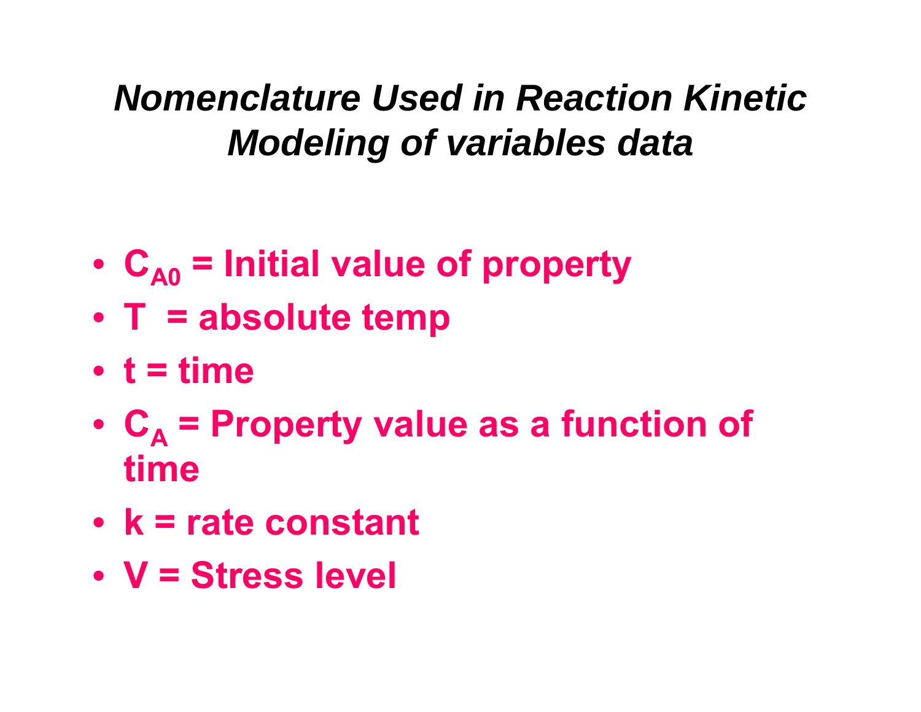# ***Nomenclature Used in Reaction Kinetic Modeling of variables data***

- **$C_{A0}$ = Initial value of property**
- **T = absolute temp**
- **t = time**
- **$C_A$ = Property value as a function of time**
- **k = rate constant**
- **V = Stress level**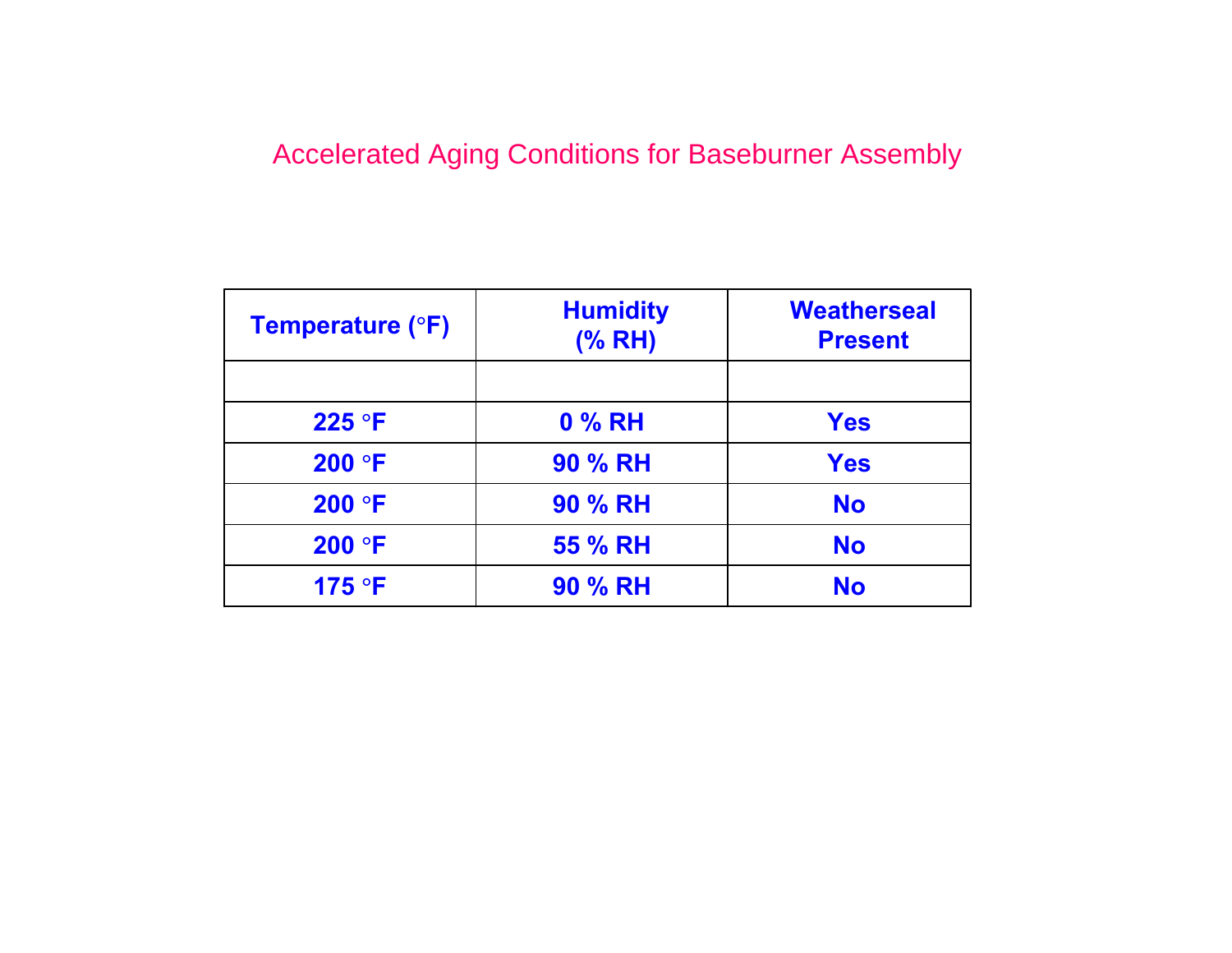# Accelerated Aging Conditions for Baseburner Assembly

| Temperature (°F) | Humidity (% RH) | Weatherseal Present |
| --- | --- | --- |
| | | |
| 225 °F | 0 % RH | Yes |
| 200 °F | 90 % RH | Yes |
| 200 °F | 90 % RH | No |
| 200 °F | 55 % RH | No |
| 175 °F | 90 % RH | No |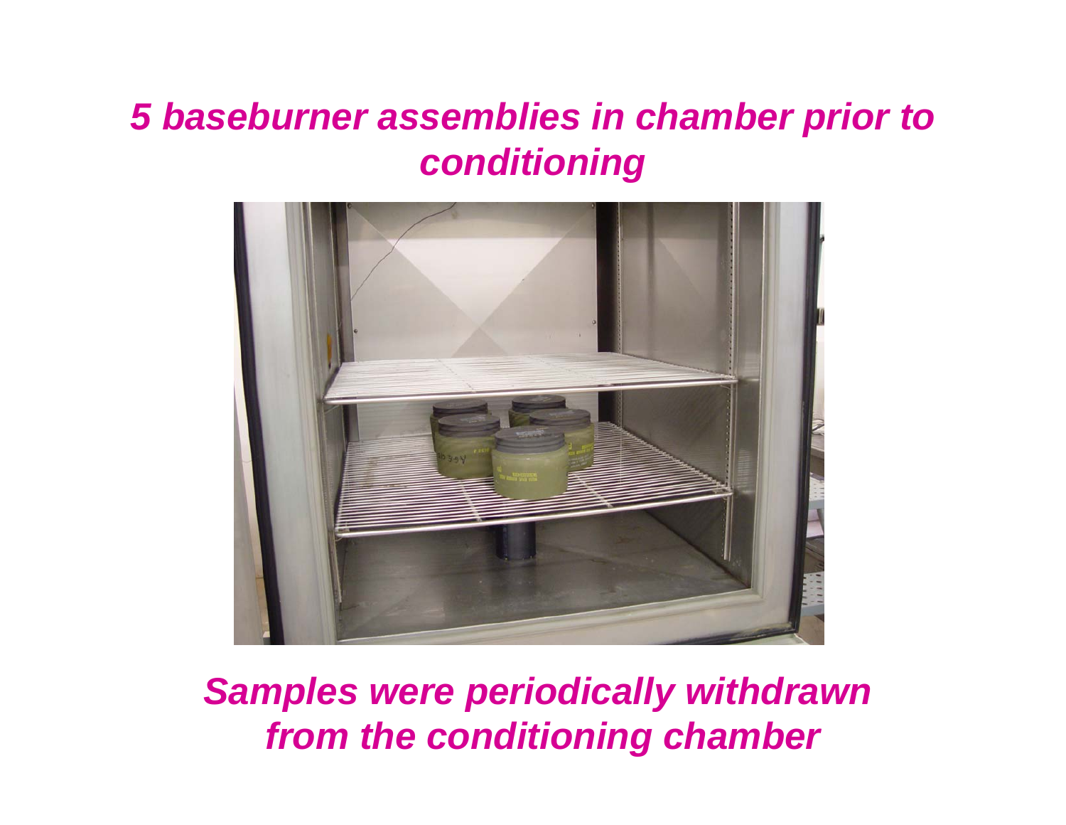# *5 baseburner assemblies in chamber prior to conditioning*

*Samples were periodically withdrawn from the conditioning chamber*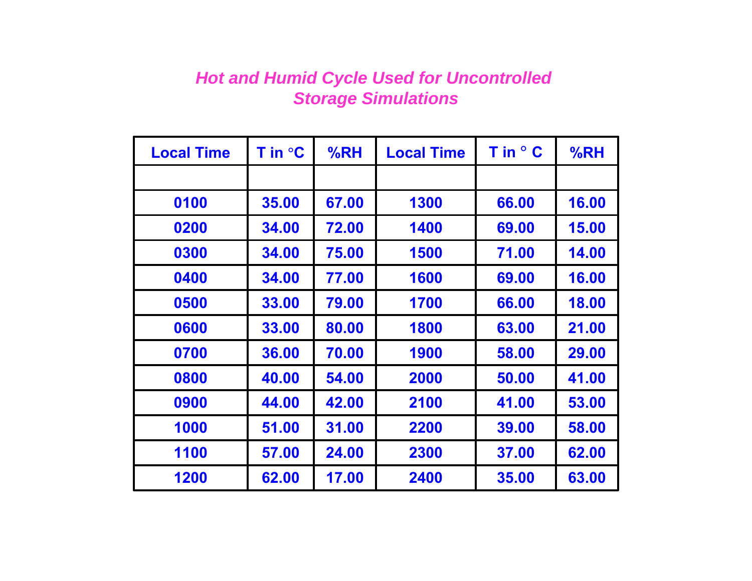## *Hot and Humid Cycle Used for Uncontrolled Storage Simulations*

| Local Time | T in °C | %RH | Local Time | T in ° C | %RH |
|---|---|---|---|---|---|
| | | | | | |
| 0100 | 35.00 | 67.00 | 1300 | 66.00 | 16.00 |
| 0200 | 34.00 | 72.00 | 1400 | 69.00 | 15.00 |
| 0300 | 34.00 | 75.00 | 1500 | 71.00 | 14.00 |
| 0400 | 34.00 | 77.00 | 1600 | 69.00 | 16.00 |
| 0500 | 33.00 | 79.00 | 1700 | 66.00 | 18.00 |
| 0600 | 33.00 | 80.00 | 1800 | 63.00 | 21.00 |
| 0700 | 36.00 | 70.00 | 1900 | 58.00 | 29.00 |
| 0800 | 40.00 | 54.00 | 2000 | 50.00 | 41.00 |
| 0900 | 44.00 | 42.00 | 2100 | 41.00 | 53.00 |
| 1000 | 51.00 | 31.00 | 2200 | 39.00 | 58.00 |
| 1100 | 57.00 | 24.00 | 2300 | 37.00 | 62.00 |
| 1200 | 62.00 | 17.00 | 2400 | 35.00 | 63.00 |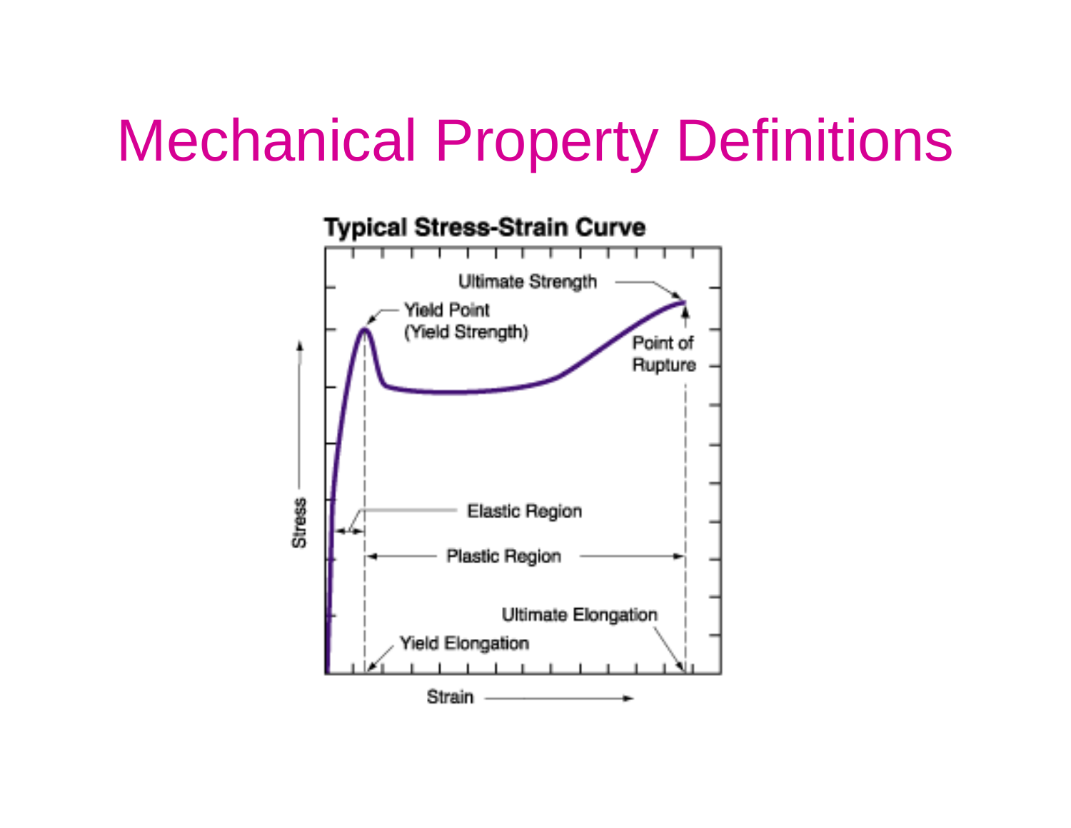# Mechanical Property Definitions

**Typical Stress-Strain Curve**

- Ultimate Strength
- Yield Point (Yield Strength)
- Point of Rupture
- Elastic Region
- Plastic Region
- Ultimate Elongation
- Yield Elongation
- Stress
- Strain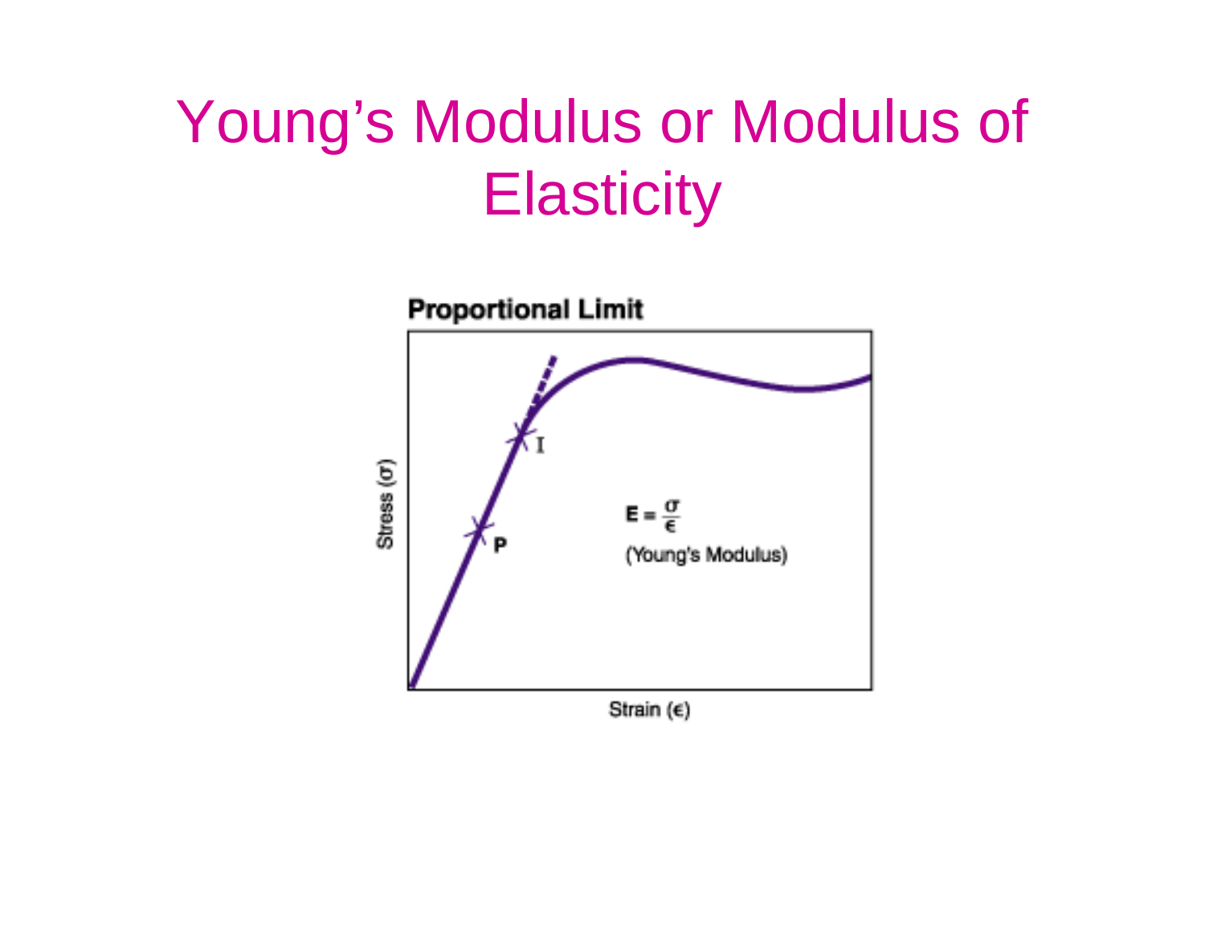# Young's Modulus or Modulus of Elasticity

**Proportional Limit**

$$E = \frac{\sigma}{\epsilon}$$

(Young's Modulus)

Stress ($\sigma$)

Strain ($\epsilon$)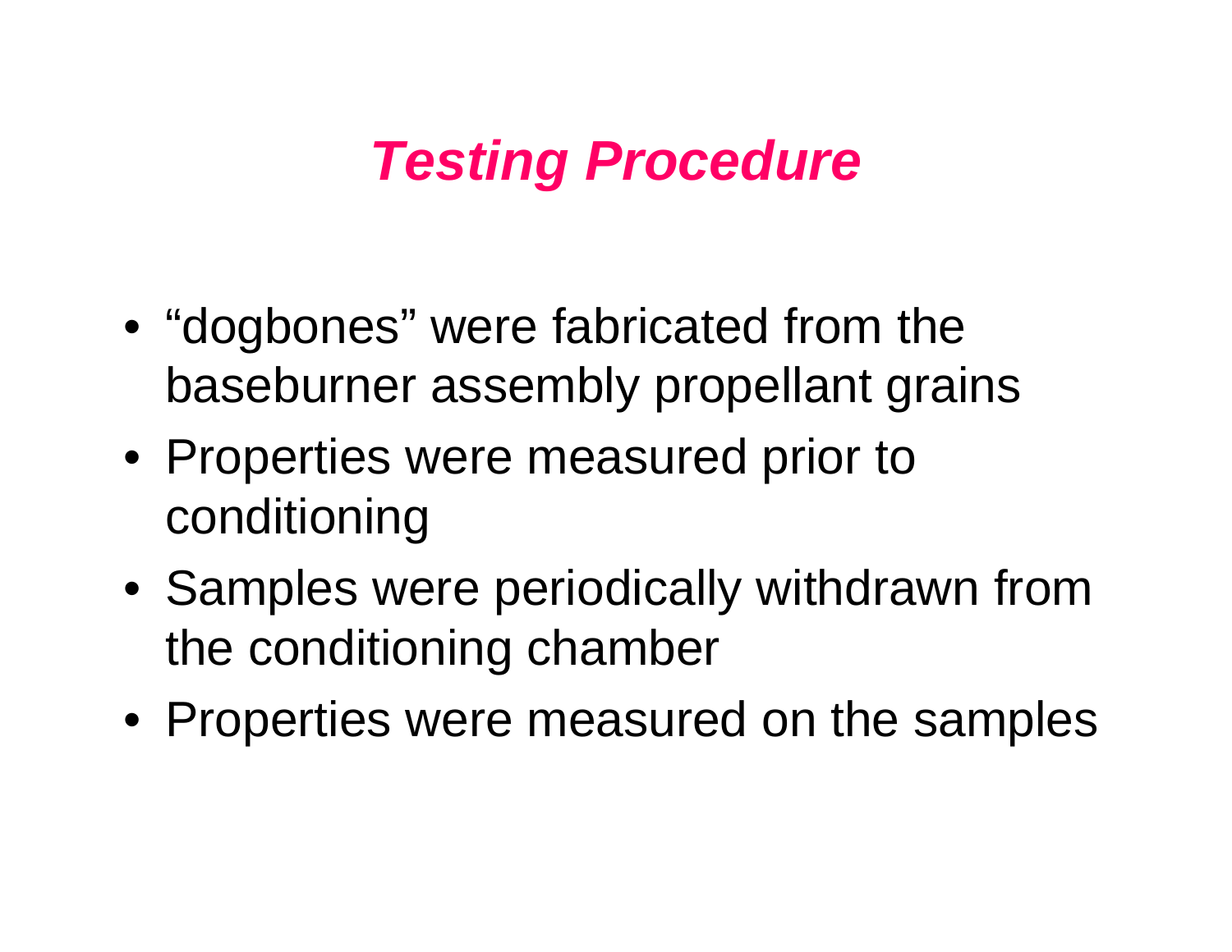# ***Testing Procedure***

- “dogbones” were fabricated from the baseburner assembly propellant grains
- Properties were measured prior to conditioning
- Samples were periodically withdrawn from the conditioning chamber
- Properties were measured on the samples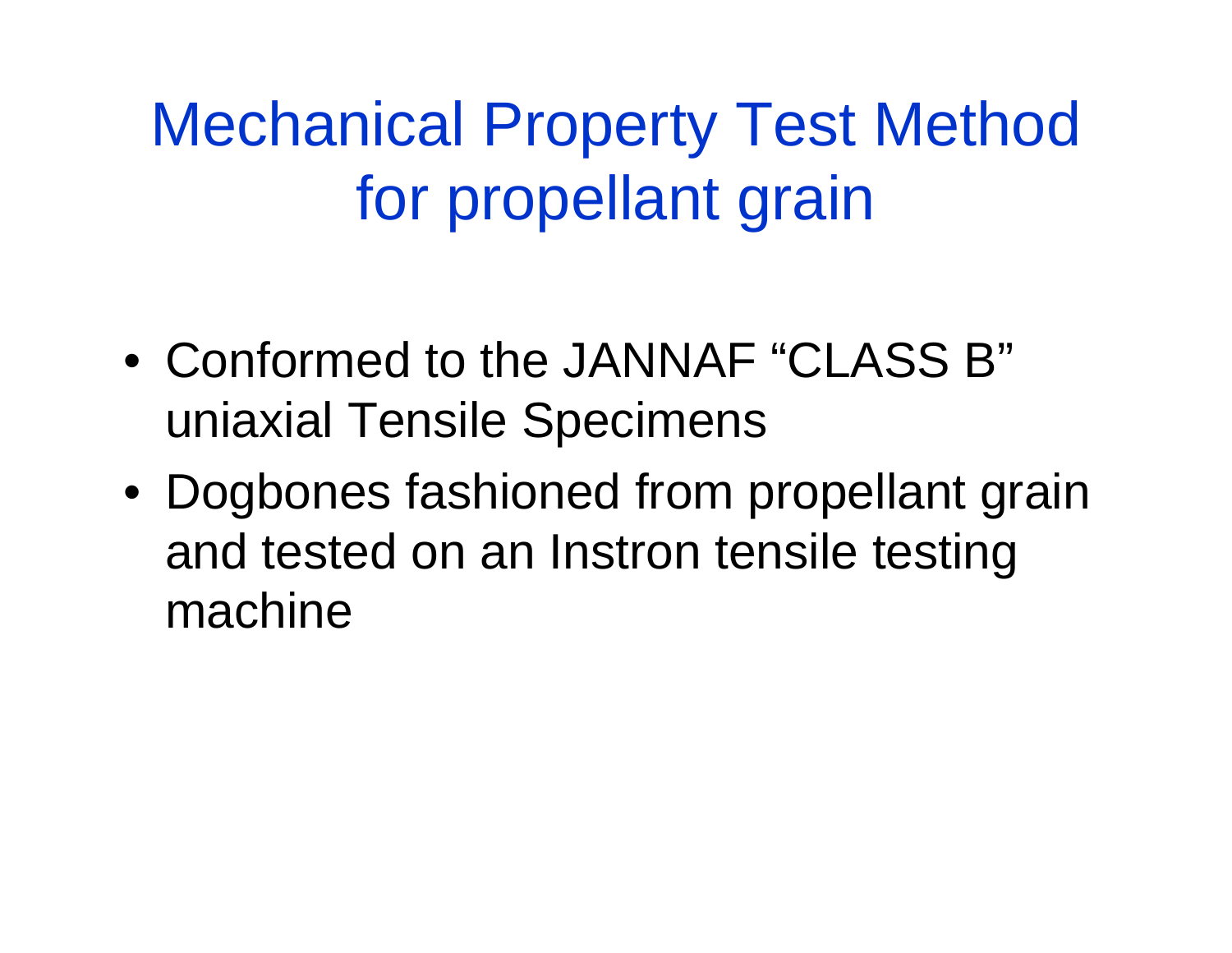# Mechanical Property Test Method for propellant grain

- Conformed to the JANNAF "CLASS B" uniaxial Tensile Specimens
- Dogbones fashioned from propellant grain and tested on an Instron tensile testing machine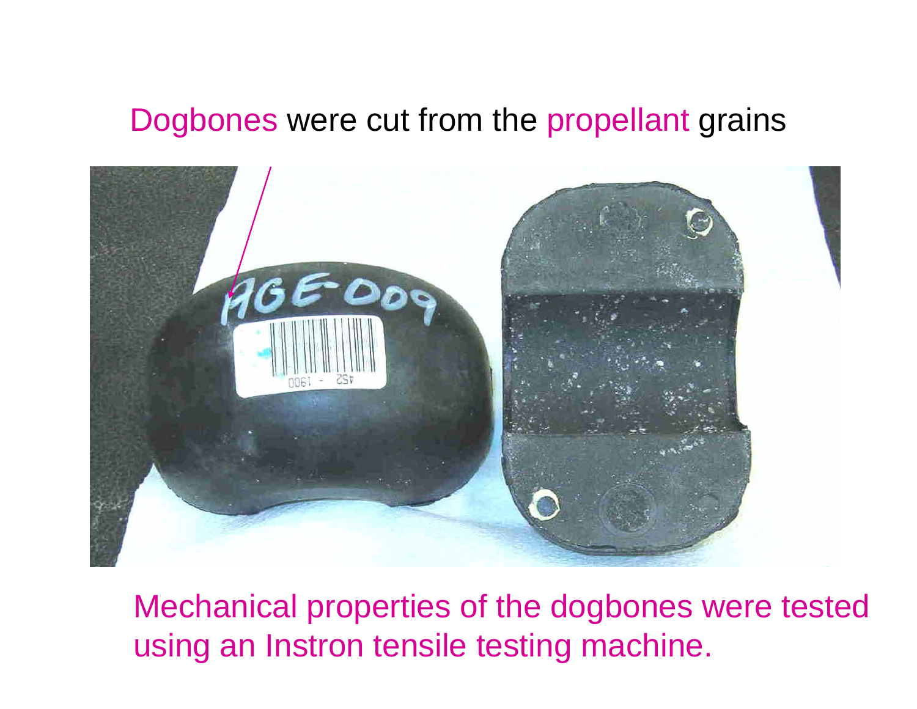Dogbones were cut from the propellant grains

Mechanical properties of the dogbones were tested using an Instron tensile testing machine.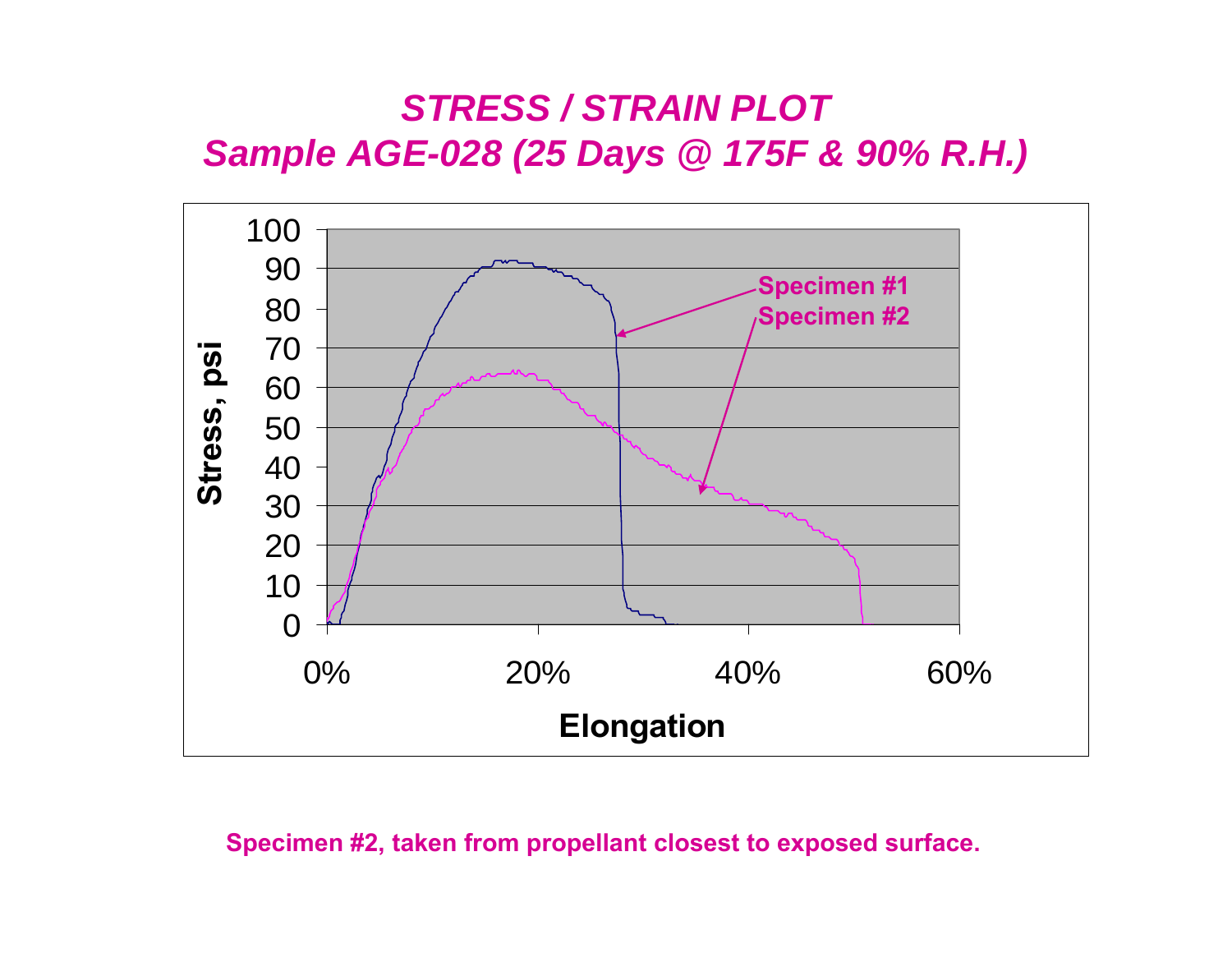# *STRESS / STRAIN PLOT*
## *Sample AGE-028 (25 Days @ 175F & 90% R.H.)*

Stress, psi

100
90
80
70
60
50
40
30
20
10
0

0% 20% 40% 60%

Elongation

**Specimen #1**
**Specimen #2**

**Specimen #2, taken from propellant closest to exposed surface.**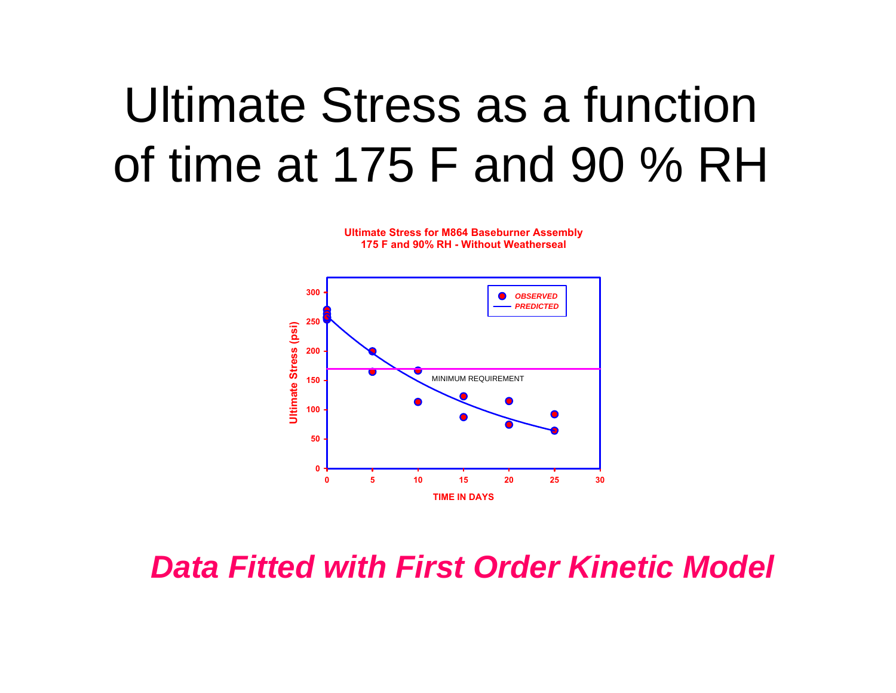# Ultimate Stress as a function of time at 175 F and 90 % RH

Ultimate Stress for M864 Baseburner Assembly
175 F and 90% RH - Without Weatherseal

***Data Fitted with First Order Kinetic Model***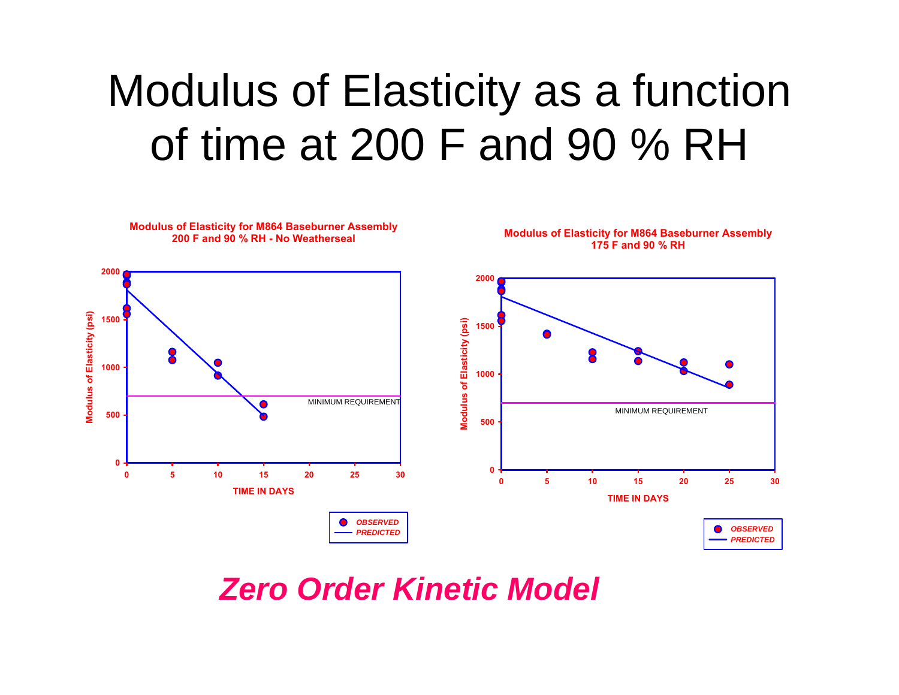# Modulus of Elasticity as a function of time at 200 F and 90 % RH

**Modulus of Elasticity for M864 Baseburner Assembly**
**200 F and 90 % RH - No Weatherseal**

Modulus of Elasticity (psi)

MINIMUM REQUIREMENT

TIME IN DAYS

OBSERVED
PREDICTED

**Modulus of Elasticity for M864 Baseburner Assembly**
**175 F and 90 % RH**

Modulus of Elasticity (psi)

MINIMUM REQUIREMENT

TIME IN DAYS

OBSERVED
PREDICTED

***Zero Order Kinetic Model***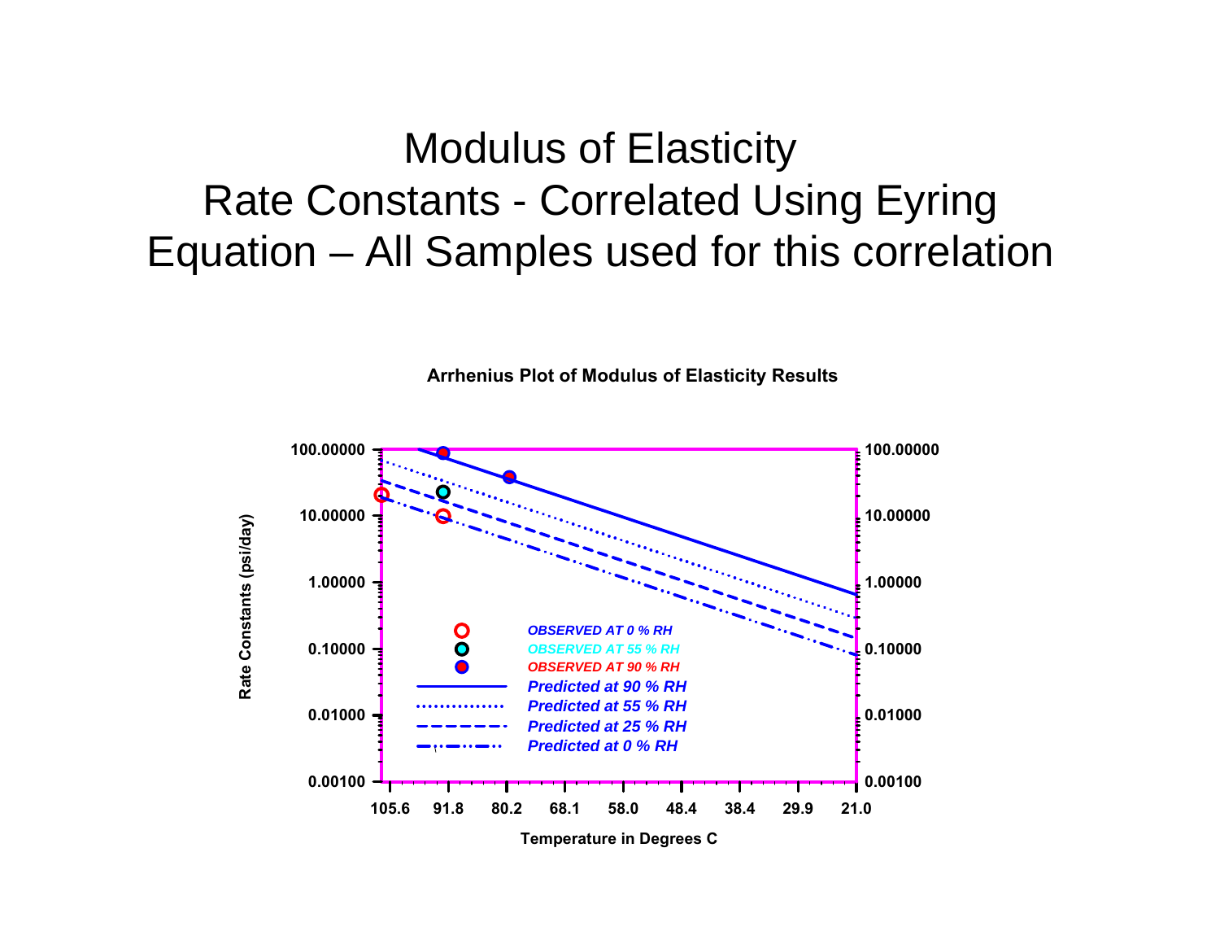# Modulus of Elasticity Rate Constants - Correlated Using Eyring Equation – All Samples used for this correlation

**Arrhenius Plot of Modulus of Elasticity Results**

Rate Constants (psi/day)

100.00000, 10.00000, 1.00000, 0.10000, 0.01000, 0.00100

*OBSERVED AT 0 % RH*
*OBSERVED AT 55 % RH*
*OBSERVED AT 90 % RH*
*Predicted at 90 % RH*
*Predicted at 55 % RH*
*Predicted at 25 % RH*
*Predicted at 0 % RH*

105.6, 91.8, 80.2, 68.1, 58.0, 48.4, 38.4, 29.9, 21.0

Temperature in Degrees C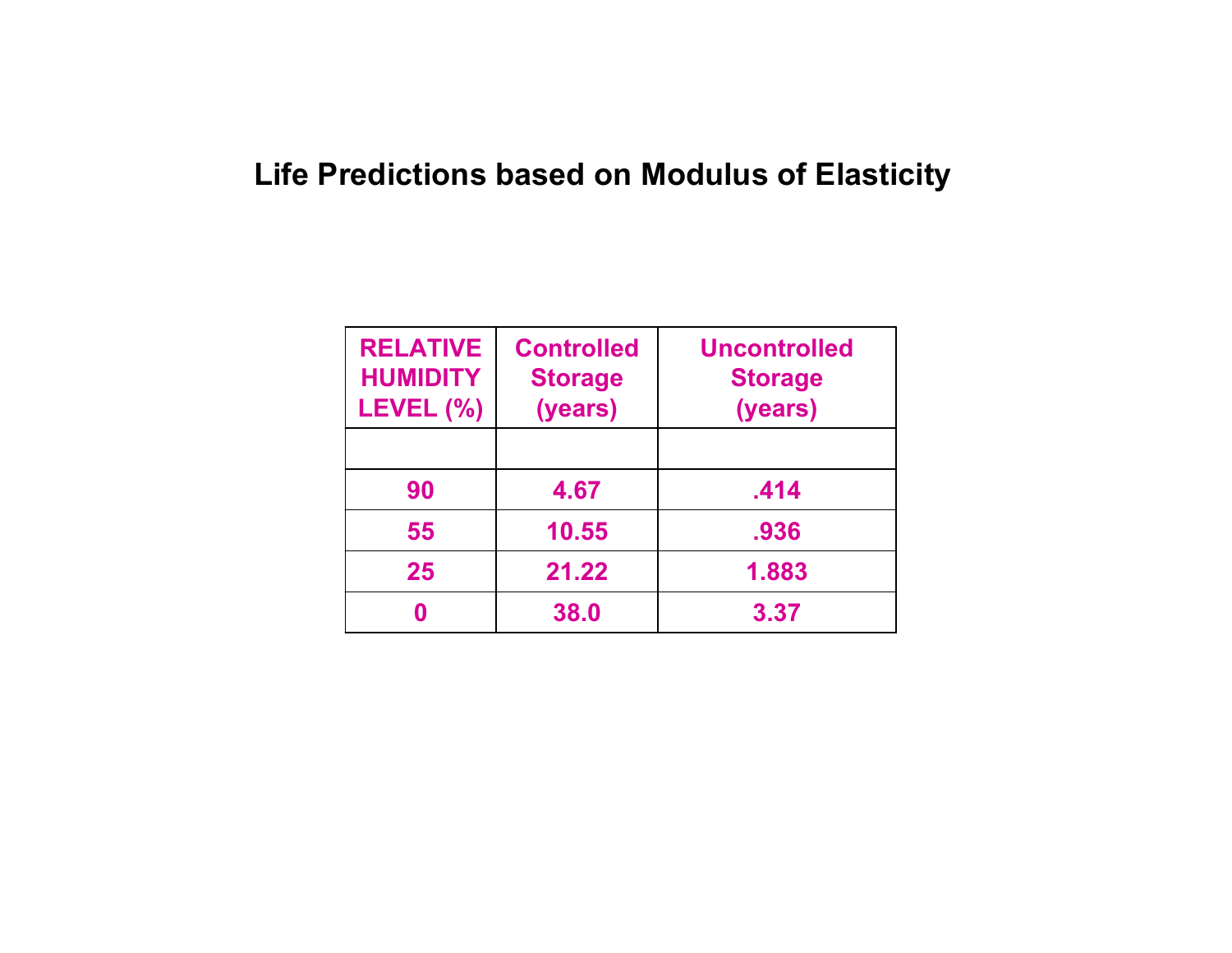# Life Predictions based on Modulus of Elasticity

| RELATIVE HUMIDITY LEVEL (%) | Controlled Storage (years) | Uncontrolled Storage (years) |
|---|---|---|
| | | |
| 90 | 4.67 | .414 |
| 55 | 10.55 | .936 |
| 25 | 21.22 | 1.883 |
| 0 | 38.0 | 3.37 |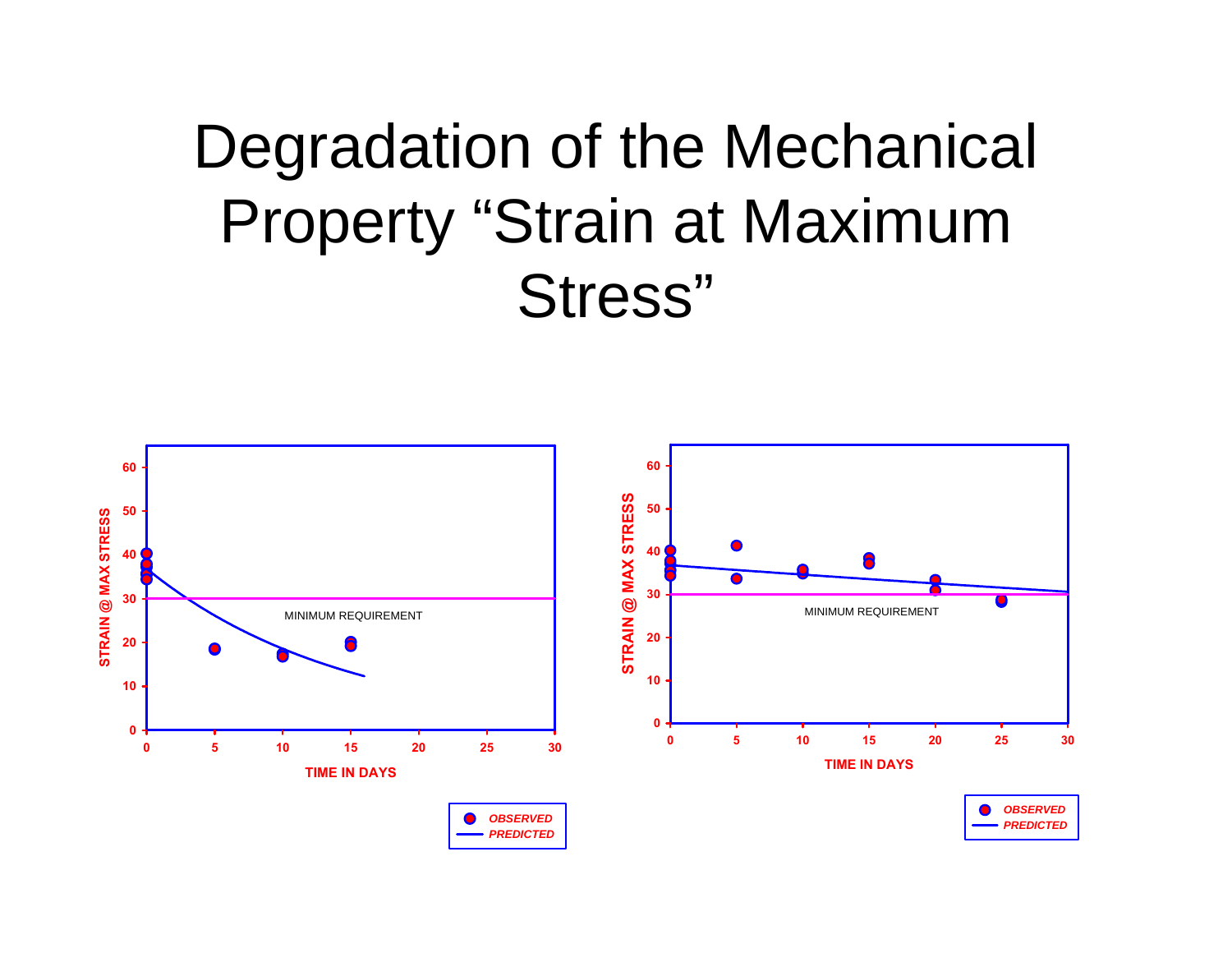# Degradation of the Mechanical Property "Strain at Maximum Stress"

STRAIN @ MAX STRESS

MINIMUM REQUIREMENT

TIME IN DAYS

OBSERVED

PREDICTED

STRAIN @ MAX STRESS

MINIMUM REQUIREMENT

TIME IN DAYS

OBSERVED

PREDICTED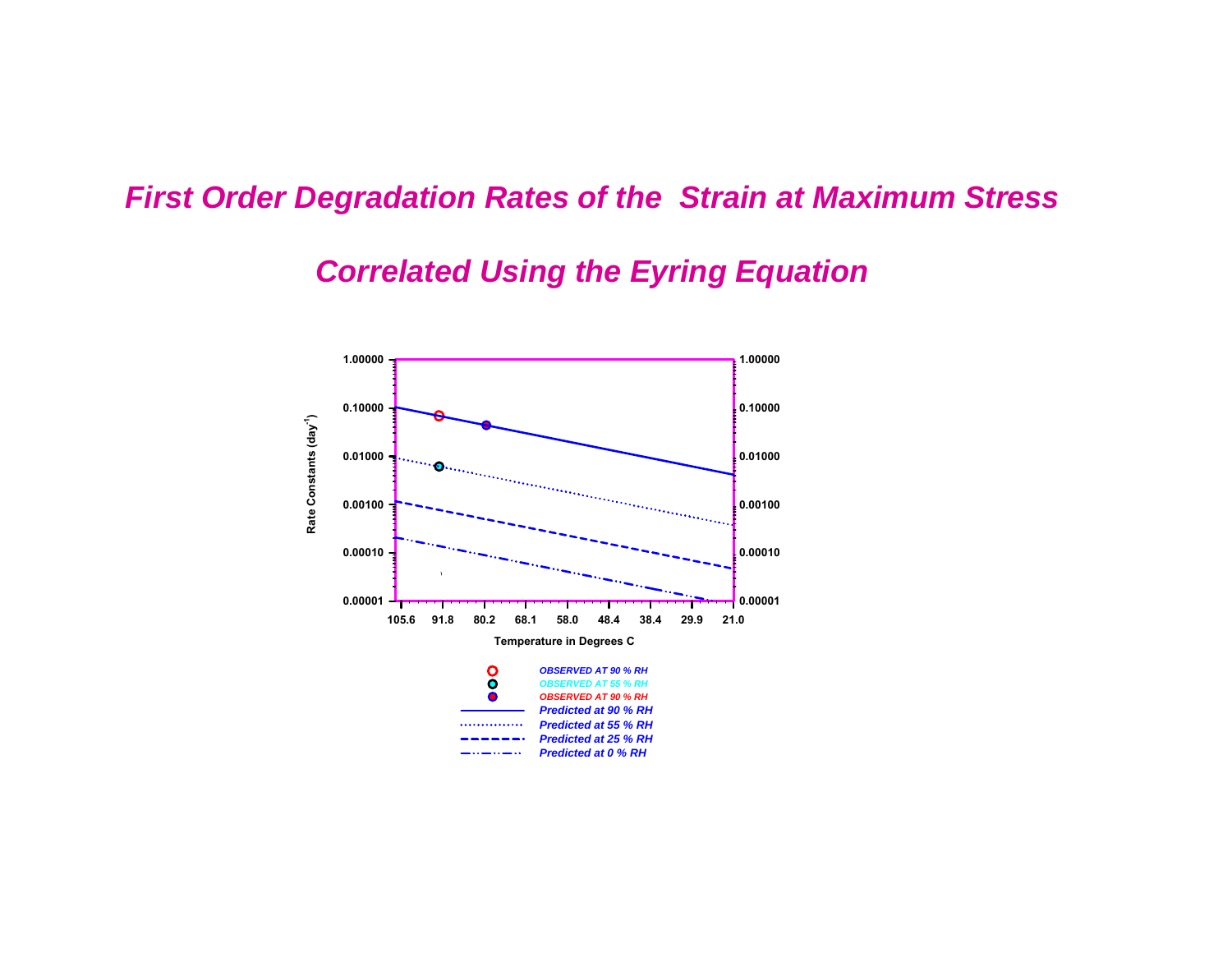# First Order Degradation Rates of the Strain at Maximum Stress

# Correlated Using the Eyring Equation

Rate Constants (day$^{-1}$)

1.00000
0.10000
0.01000
0.00100
0.00010
0.00001

105.6 91.8 80.2 68.1 58.0 48.4 38.4 29.9 21.0

Temperature in Degrees C

- OBSERVED AT 90 % RH
- OBSERVED AT 55 % RH
- OBSERVED AT 90 % RH
- Predicted at 90 % RH
- Predicted at 55 % RH
- Predicted at 25 % RH
- Predicted at 0 % RH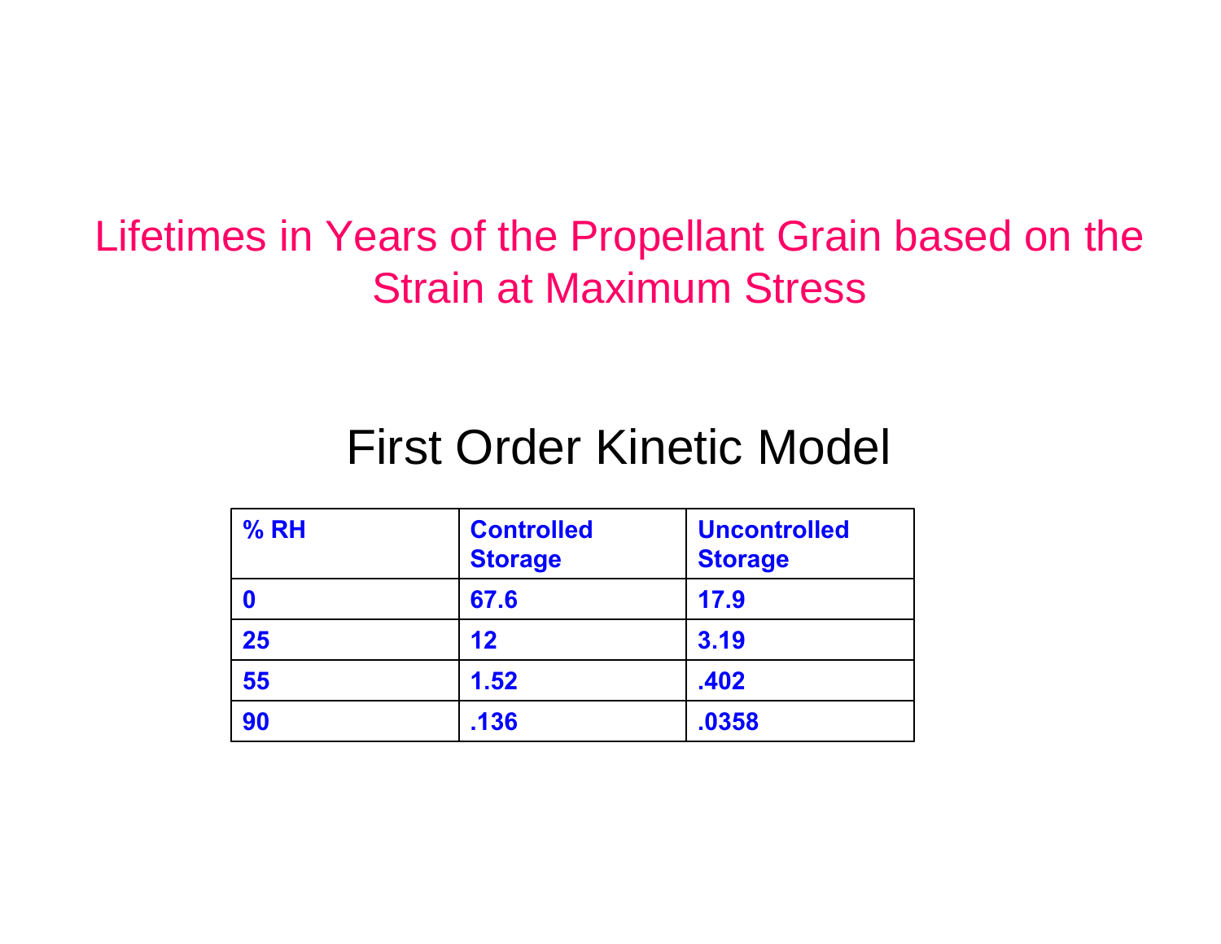# Lifetimes in Years of the Propellant Grain based on the Strain at Maximum Stress

## First Order Kinetic Model

| % RH | Controlled Storage | Uncontrolled Storage |
|---|---|---|
| 0 | 67.6 | 17.9 |
| 25 | 12 | 3.19 |
| 55 | 1.52 | .402 |
| 90 | .136 | .0358 |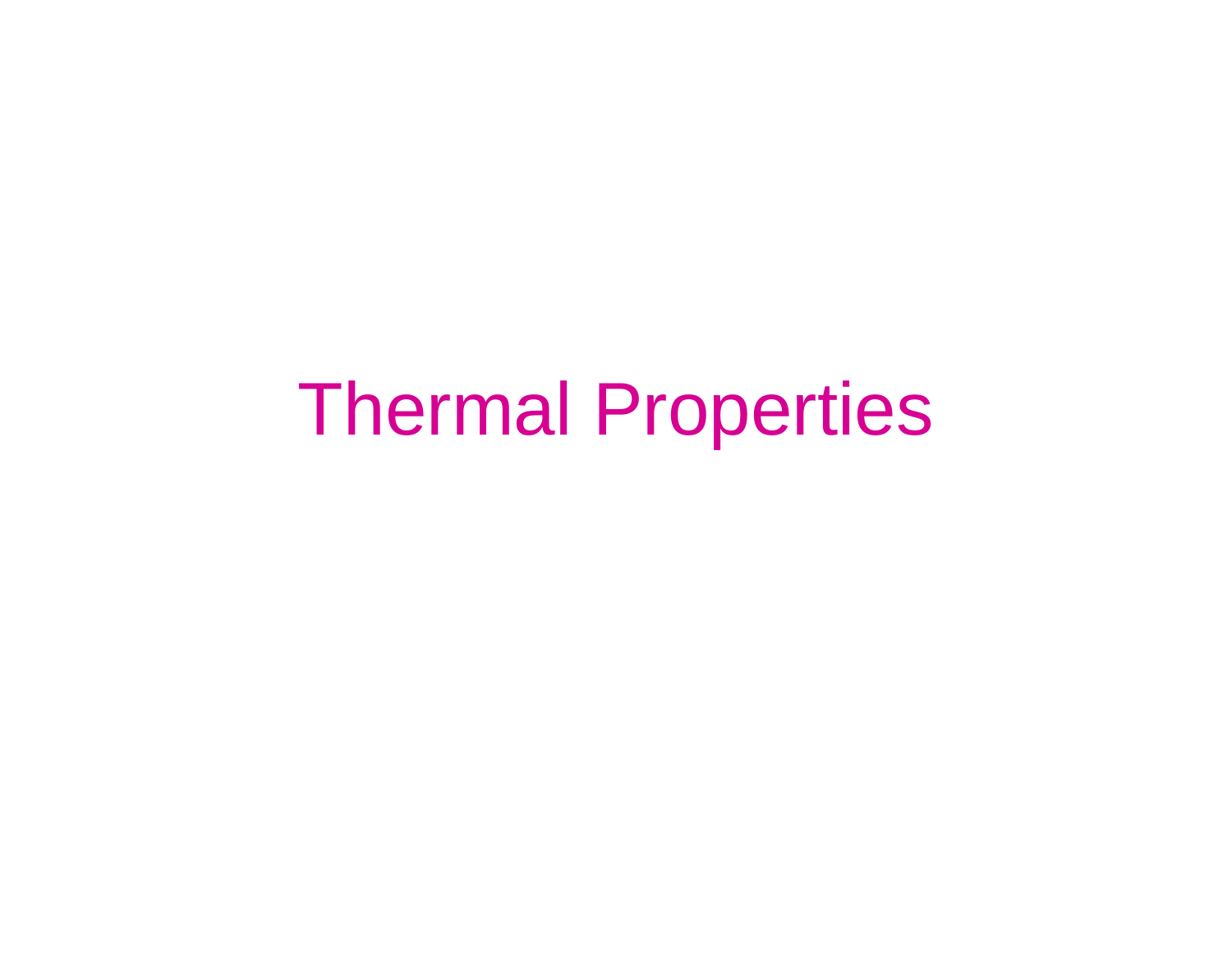# Thermal Properties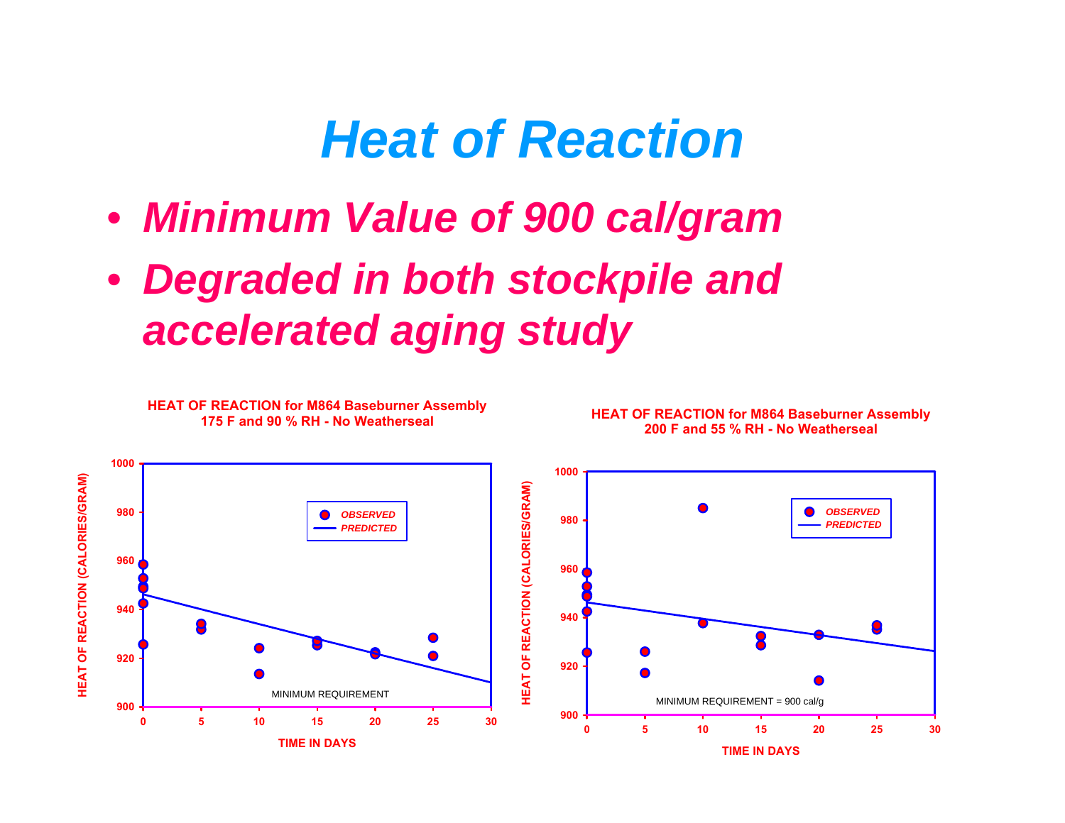# Heat of Reaction

- ***Minimum Value of 900 cal/gram***
- ***Degraded in both stockpile and accelerated aging study***

**HEAT OF REACTION for M864 Baseburner Assembly**
**175 F and 90 % RH - No Weatherseal**

**HEAT OF REACTION for M864 Baseburner Assembly**
**200 F and 55 % RH - No Weatherseal**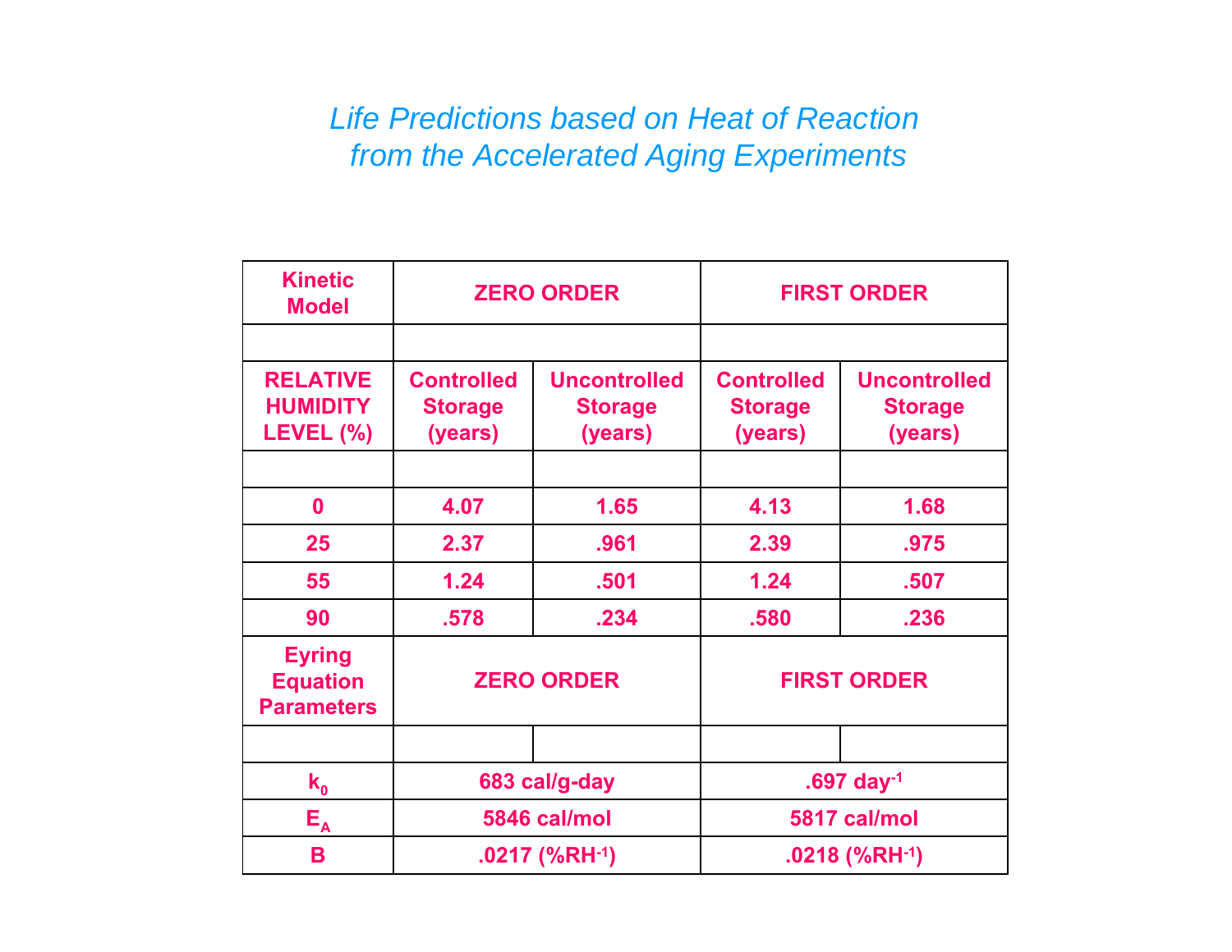## *Life Predictions based on Heat of Reaction from the Accelerated Aging Experiments*

| Kinetic Model | ZERO ORDER | | FIRST ORDER | |
|---|---|---|---|---|
| | | | | |
| RELATIVE HUMIDITY LEVEL (%) | Controlled Storage (years) | Uncontrolled Storage (years) | Controlled Storage (years) | Uncontrolled Storage (years) |
| | | | | |
| 0 | 4.07 | 1.65 | 4.13 | 1.68 |
| 25 | 2.37 | .961 | 2.39 | .975 |
| 55 | 1.24 | .501 | 1.24 | .507 |
| 90 | .578 | .234 | .580 | .236 |
| Eyring Equation Parameters | ZERO ORDER | | FIRST ORDER | |
| | | | | |
| $k_0$ | 683 cal/g-day | | .697 day$^{-1}$ | |
| $E_A$ | 5846 cal/mol | | 5817 cal/mol | |
| B | .0217 (%RH$^{-1}$) | | .0218 (%RH$^{-1}$) | |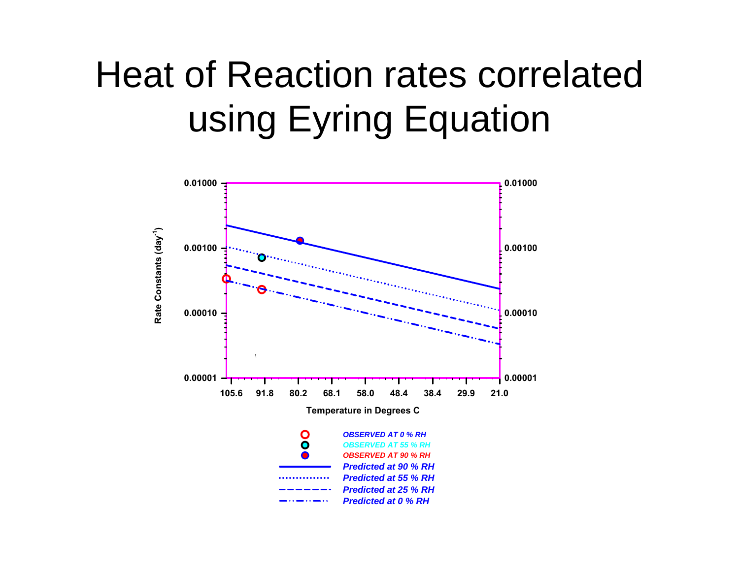# Heat of Reaction rates correlated using Eyring Equation

Rate Constants (day$^{-1}$)

0.01000 0.01000

0.00100 0.00100

0.00010 0.00010

0.00001 0.00001

105.6 91.8 80.2 68.1 58.0 48.4 38.4 29.9 21.0

Temperature in Degrees C

*OBSERVED AT 0 % RH*
*OBSERVED AT 55 % RH*
*OBSERVED AT 90 % RH*
*Predicted at 90 % RH*
*Predicted at 55 % RH*
*Predicted at 25 % RH*
*Predicted at 0 % RH*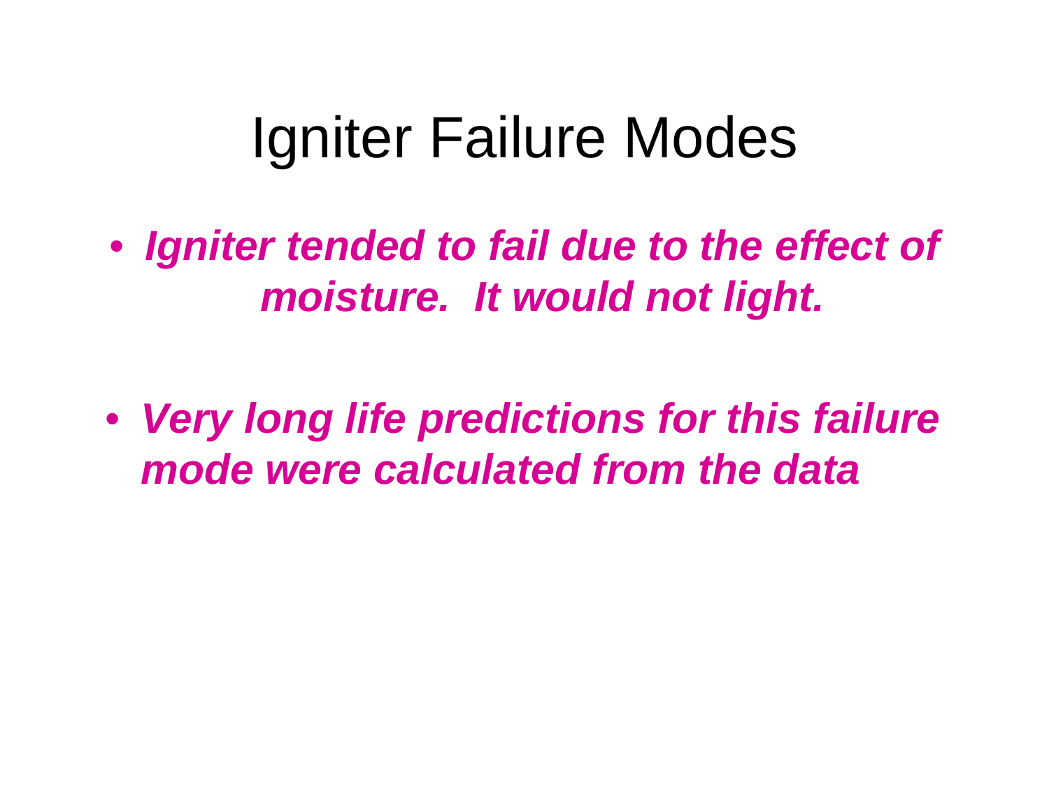# Igniter Failure Modes

- ***Igniter tended to fail due to the effect of moisture. It would not light.***

- ***Very long life predictions for this failure mode were calculated from the data***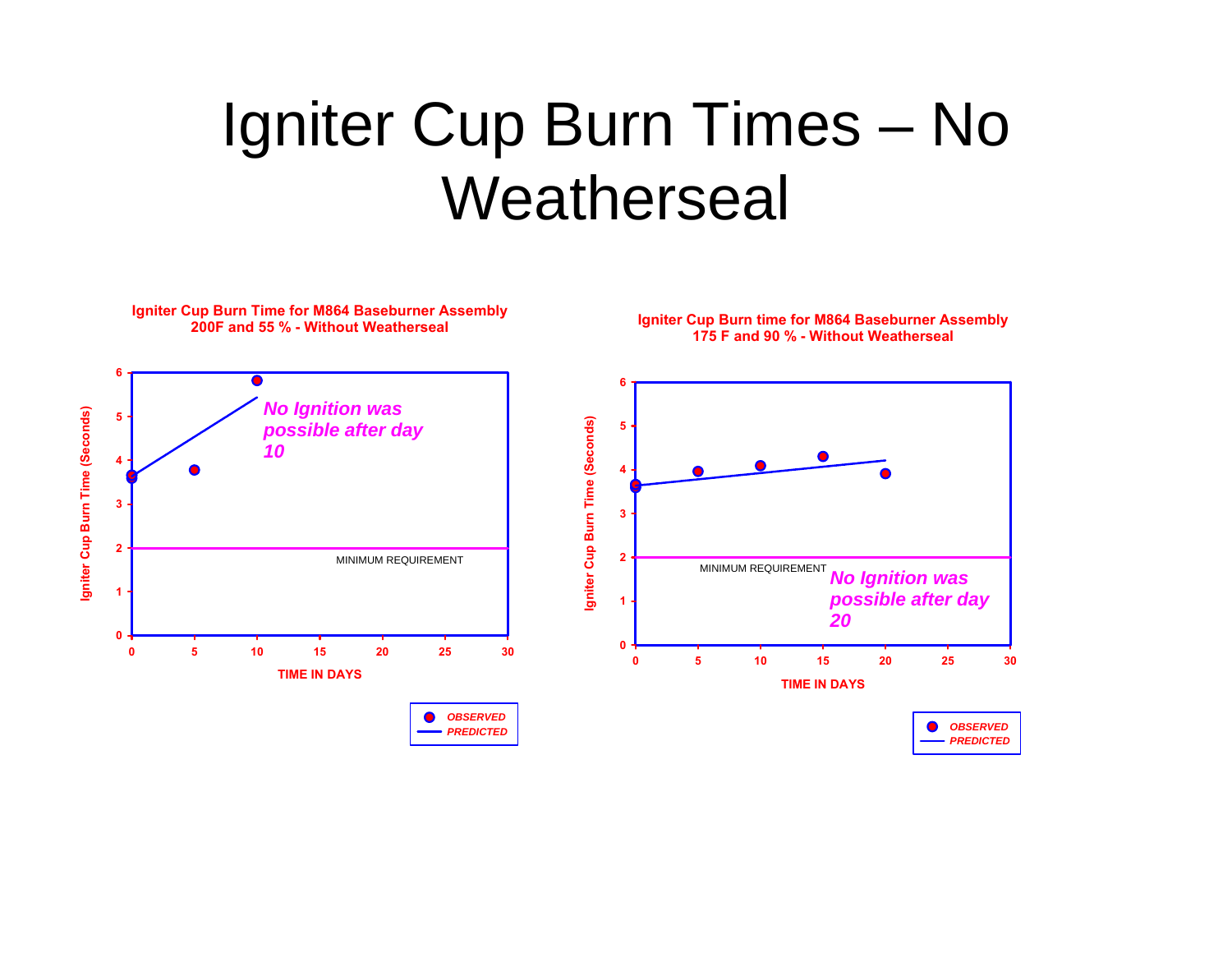# Igniter Cup Burn Times – No Weatherseal

**Igniter Cup Burn Time for M864 Baseburner Assembly 200F and 55 % - Without Weatherseal**

*No Ignition was possible after day 10*

MINIMUM REQUIREMENT

Igniter Cup Burn Time (Seconds)

TIME IN DAYS

*OBSERVED*
*PREDICTED*

**Igniter Cup Burn time for M864 Baseburner Assembly 175 F and 90 % - Without Weatherseal**

*No Ignition was possible after day 20*

MINIMUM REQUIREMENT

Igniter Cup Burn Time (Seconds)

TIME IN DAYS

*OBSERVED*
*PREDICTED*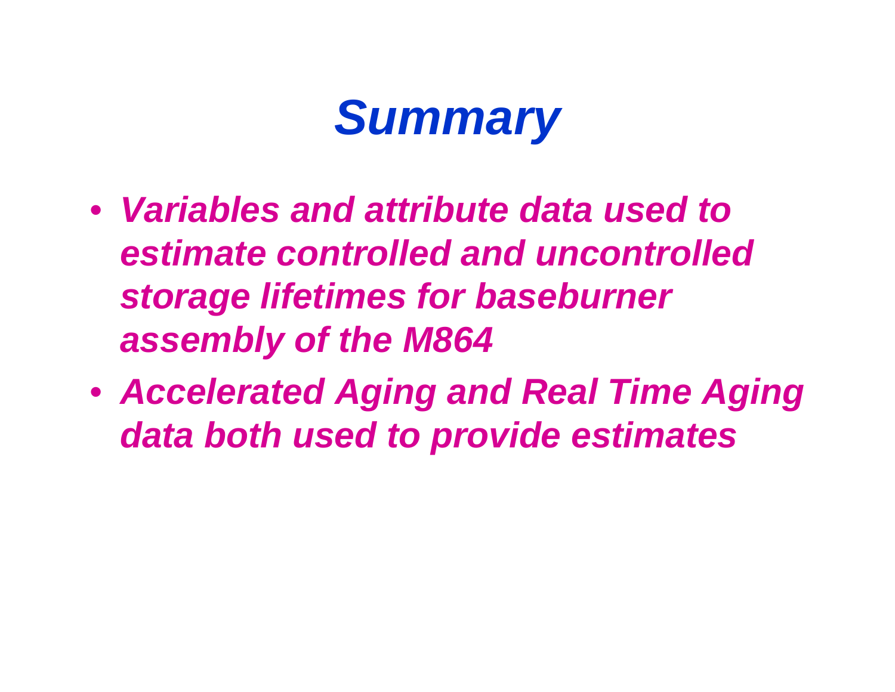# *Summary*

- ***Variables and attribute data used to estimate controlled and uncontrolled storage lifetimes for baseburner assembly of the M864***
- ***Accelerated Aging and Real Time Aging data both used to provide estimates***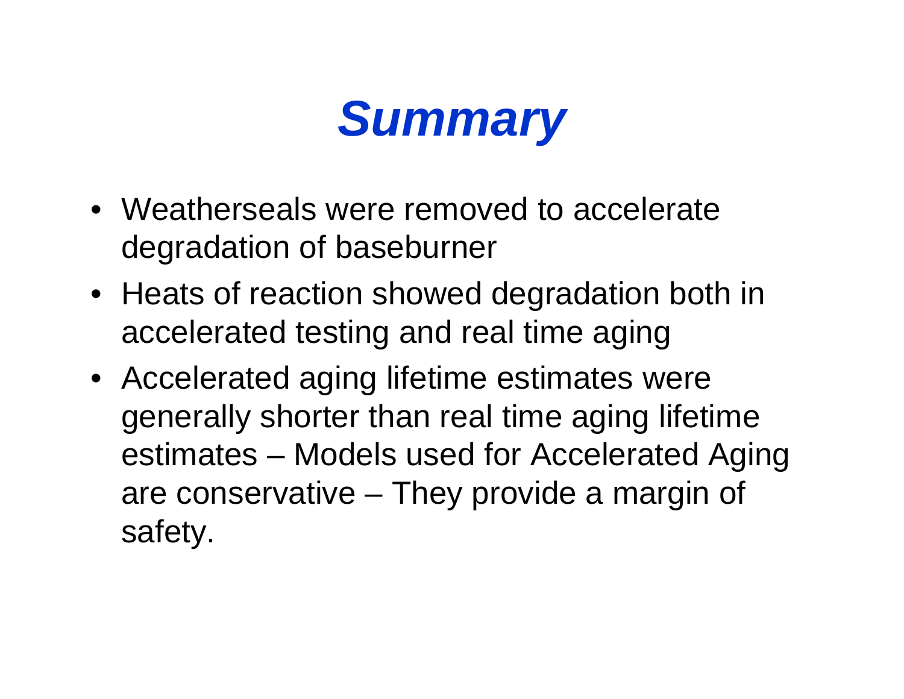# *Summary*

- Weatherseals were removed to accelerate degradation of baseburner
- Heats of reaction showed degradation both in accelerated testing and real time aging
- Accelerated aging lifetime estimates were generally shorter than real time aging lifetime estimates – Models used for Accelerated Aging are conservative – They provide a margin of safety.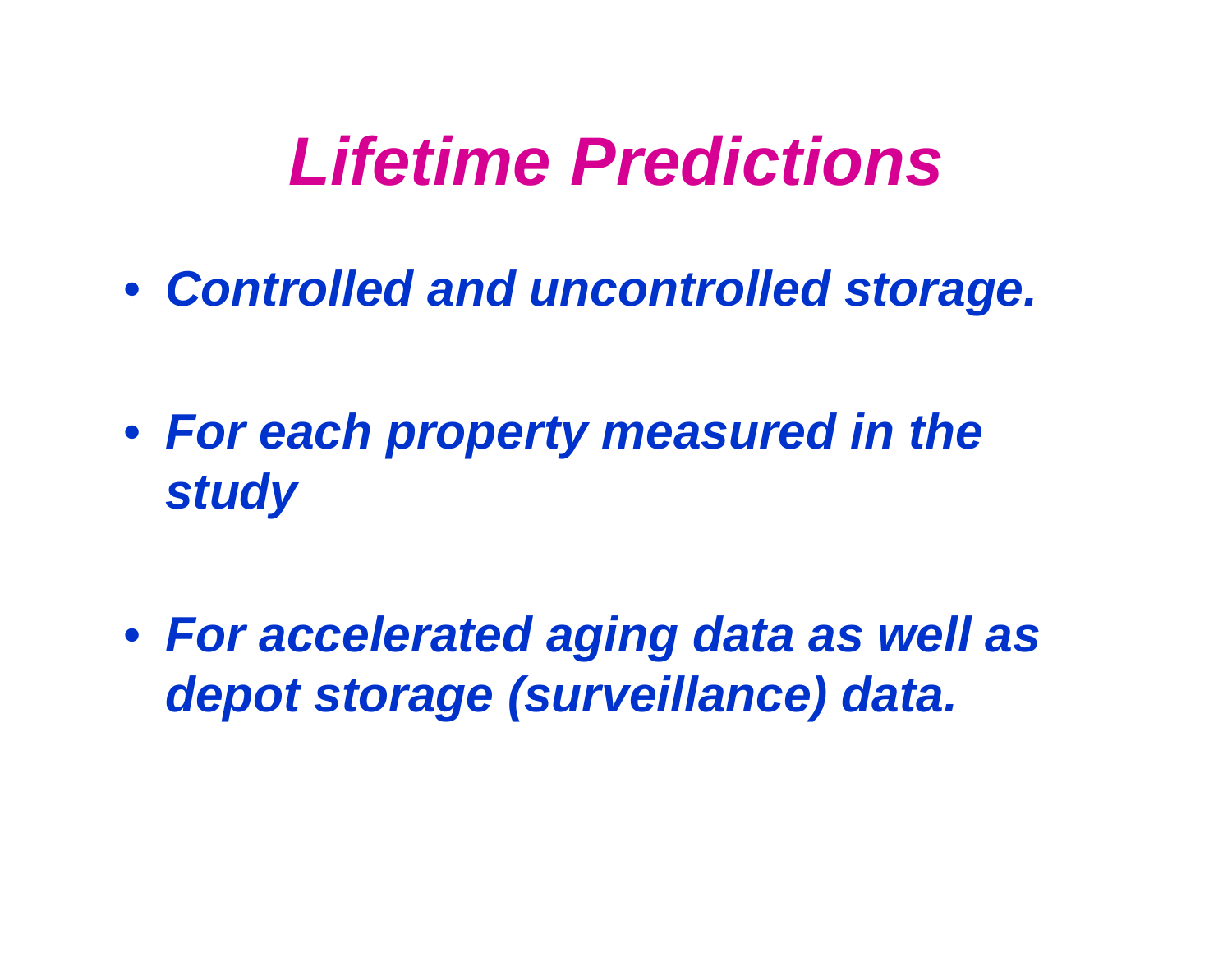# Lifetime Predictions

- *Controlled and uncontrolled storage.*
- *For each property measured in the study*
- *For accelerated aging data as well as depot storage (surveillance) data.*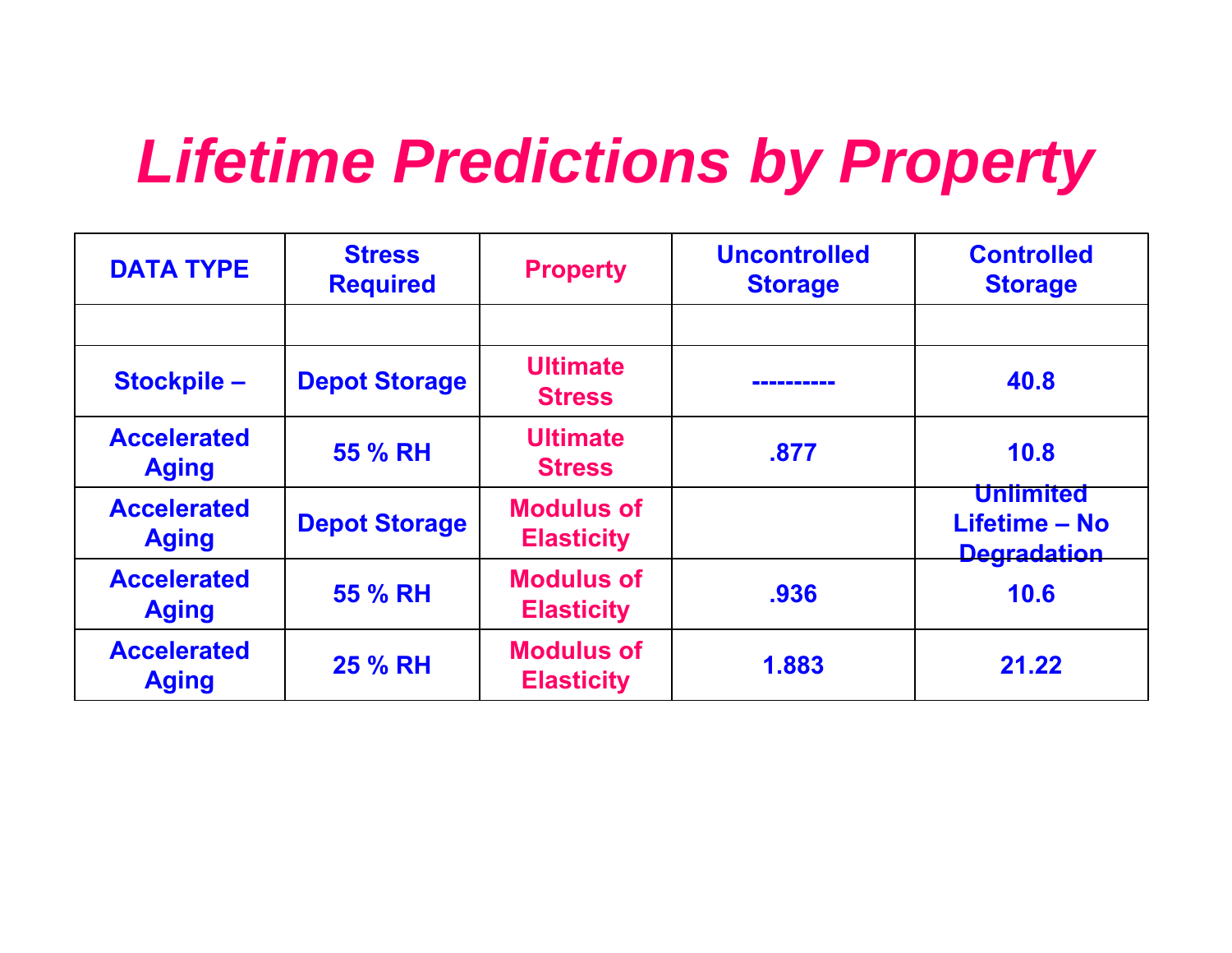# *Lifetime Predictions by Property*

| DATA TYPE | Stress Required | Property | Uncontrolled Storage | Controlled Storage |
|---|---|---|---|---|
| | | | | |
| Stockpile – | Depot Storage | Ultimate Stress | ---------- | 40.8 |
| Accelerated Aging | 55 % RH | Ultimate Stress | .877 | 10.8 |
| Accelerated Aging | Depot Storage | Modulus of Elasticity | | Unlimited Lifetime – No Degradation |
| Accelerated Aging | 55 % RH | Modulus of Elasticity | .936 | 10.6 |
| Accelerated Aging | 25 % RH | Modulus of Elasticity | 1.883 | 21.22 |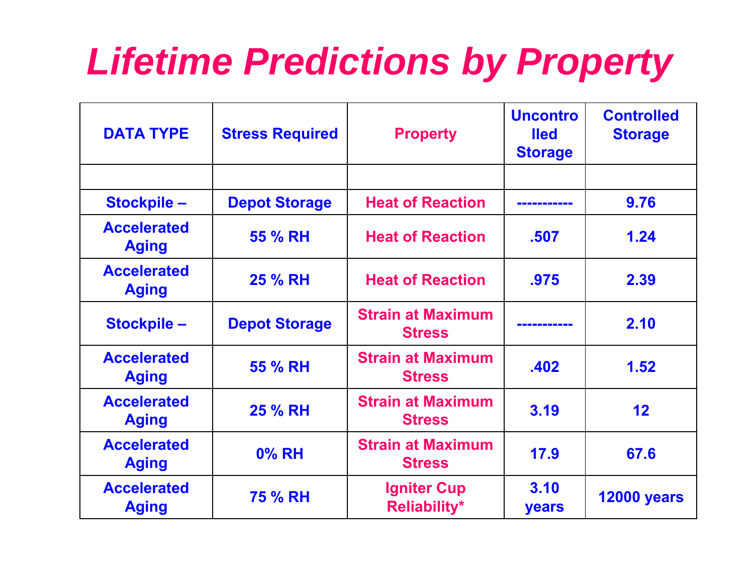# Lifetime Predictions by Property

| DATA TYPE | Stress Required | Property | Uncontrolled Storage | Controlled Storage |
|---|---|---|---|---|
| | | | | |
| Stockpile – | Depot Storage | Heat of Reaction | ----------- | 9.76 |
| Accelerated Aging | 55 % RH | Heat of Reaction | .507 | 1.24 |
| Accelerated Aging | 25 % RH | Heat of Reaction | .975 | 2.39 |
| Stockpile – | Depot Storage | Strain at Maximum Stress | ----------- | 2.10 |
| Accelerated Aging | 55 % RH | Strain at Maximum Stress | .402 | 1.52 |
| Accelerated Aging | 25 % RH | Strain at Maximum Stress | 3.19 | 12 |
| Accelerated Aging | 0% RH | Strain at Maximum Stress | 17.9 | 67.6 |
| Accelerated Aging | 75 % RH | Igniter Cup Reliability* | 3.10 years | 12000 years |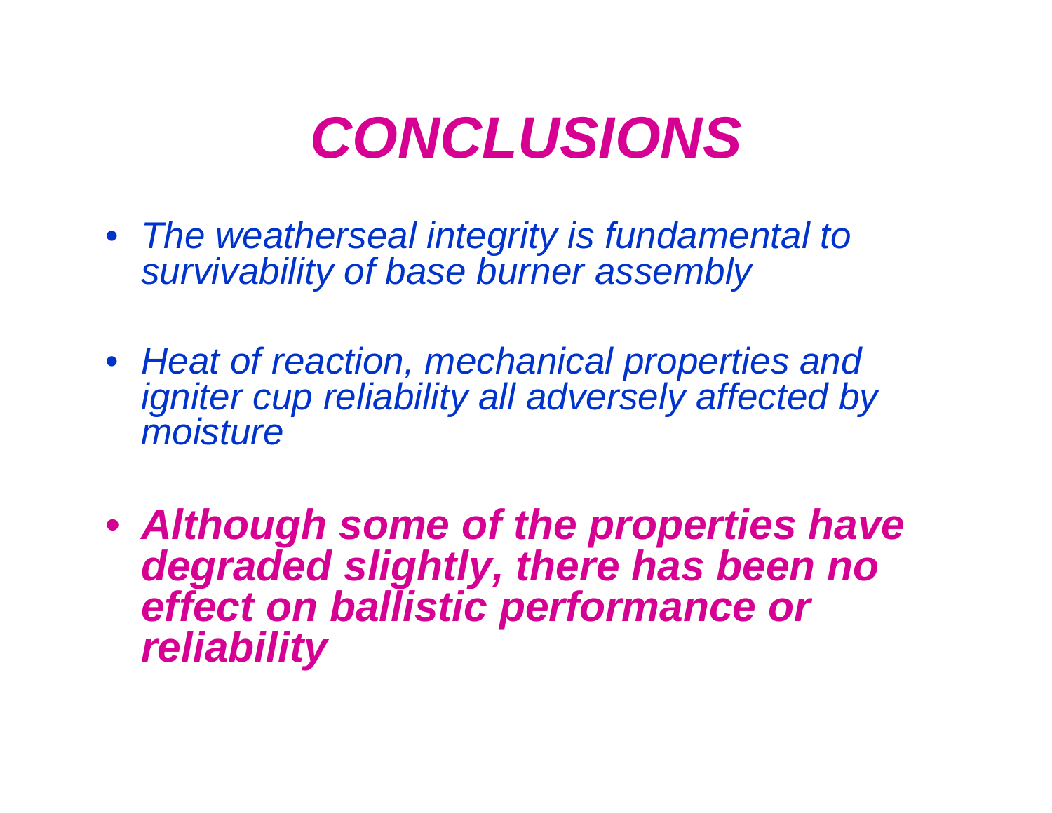# *CONCLUSIONS*

- *The weatherseal integrity is fundamental to survivability of base burner assembly*

- *Heat of reaction, mechanical properties and igniter cup reliability all adversely affected by moisture*

- ***Although some of the properties have degraded slightly, there has been no effect on ballistic performance or reliability***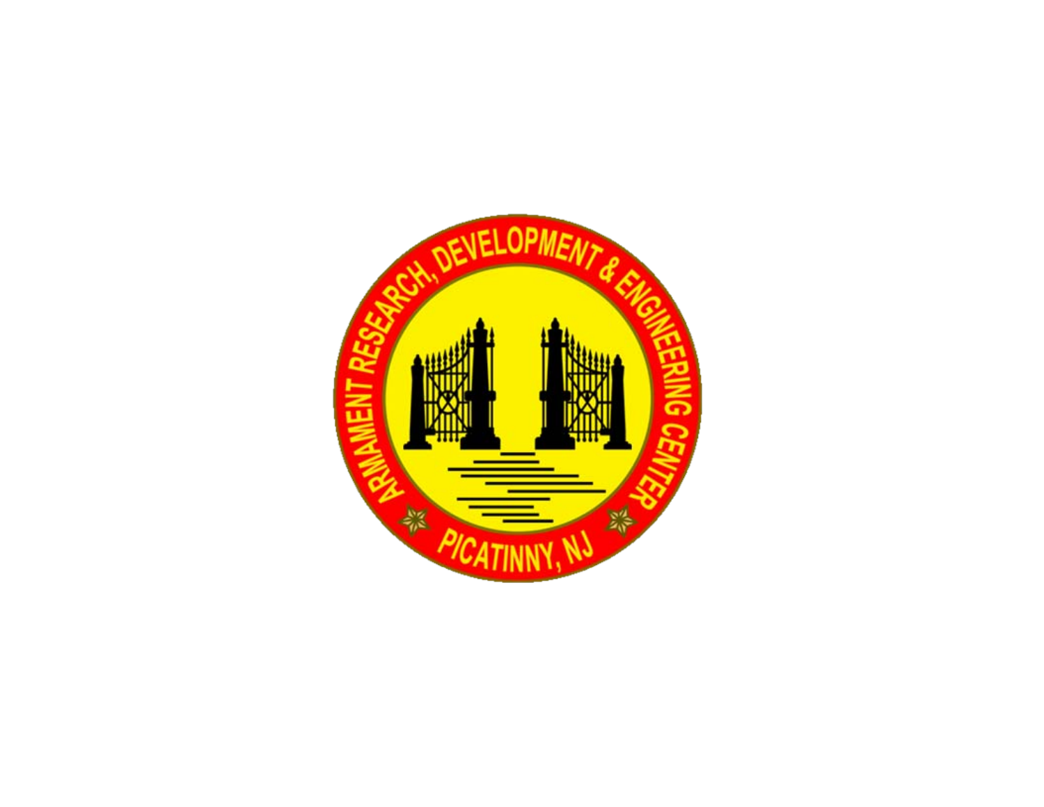ARMAMENT RESEARCH, DEVELOPMENT & ENGINEERING CENTER

PICATINNY, NJ